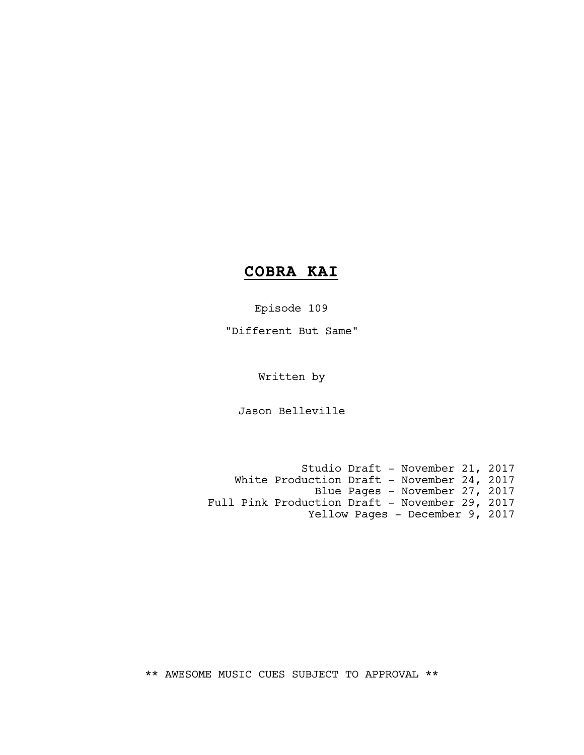# **COBRA KAI**

Episode 109

"Different But Same"

Written by

Jason Belleville

Studio Draft - November 21, 2017
White Production Draft - November 24, 2017
Blue Pages - November 27, 2017
Full Pink Production Draft - November 29, 2017
Yellow Pages - December 9, 2017

** AWESOME MUSIC CUES SUBJECT TO APPROVAL **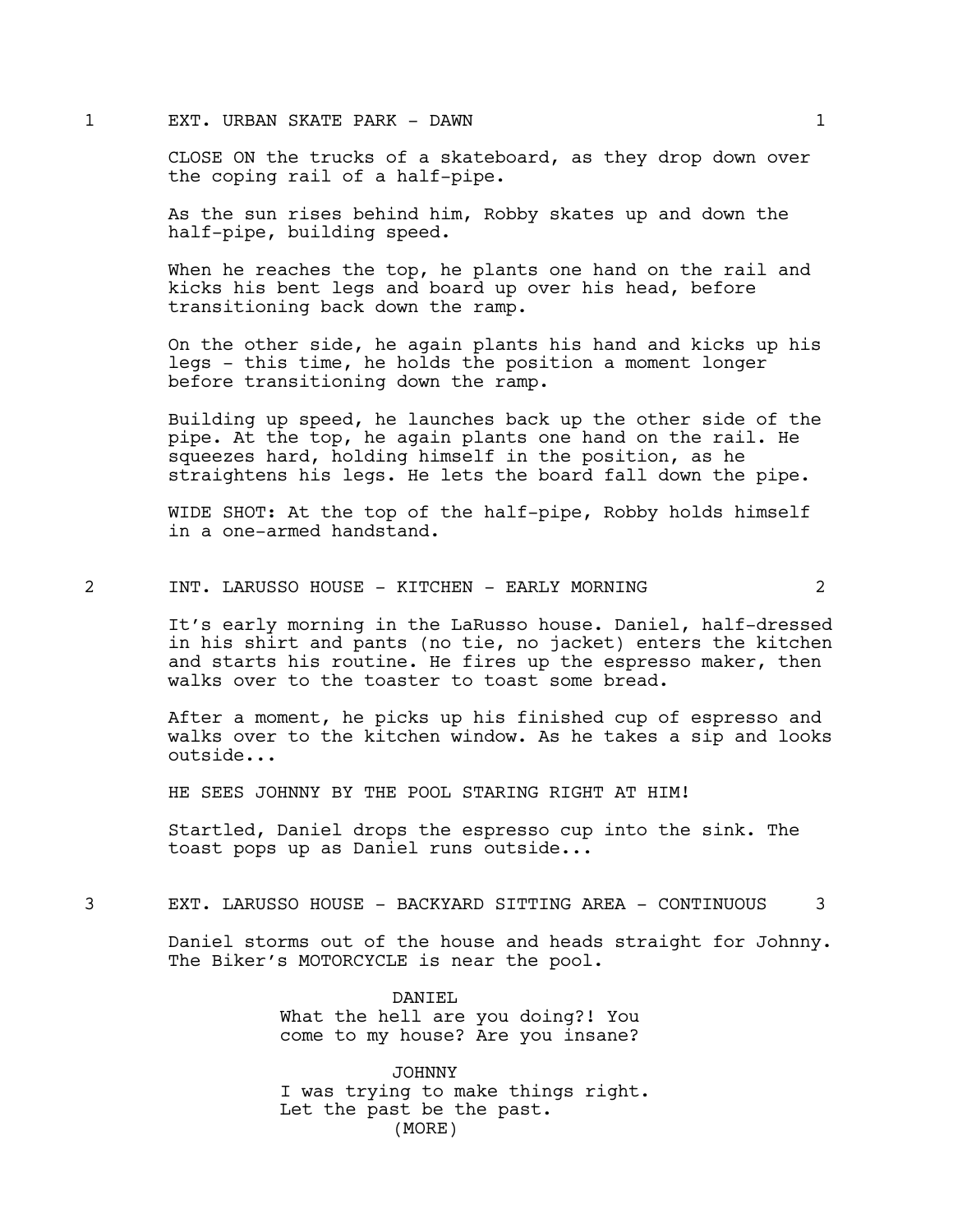1 EXT. URBAN SKATE PARK - DAWN 1

CLOSE ON the trucks of a skateboard, as they drop down over the coping rail of a half-pipe.

As the sun rises behind him, Robby skates up and down the half-pipe, building speed.

When he reaches the top, he plants one hand on the rail and kicks his bent legs and board up over his head, before transitioning back down the ramp.

On the other side, he again plants his hand and kicks up his legs - this time, he holds the position a moment longer before transitioning down the ramp.

Building up speed, he launches back up the other side of the pipe. At the top, he again plants one hand on the rail. He squeezes hard, holding himself in the position, as he straightens his legs. He lets the board fall down the pipe.

WIDE SHOT: At the top of the half-pipe, Robby holds himself in a one-armed handstand.

2 INT. LARUSSO HOUSE - KITCHEN - EARLY MORNING 2

It's early morning in the LaRusso house. Daniel, half-dressed in his shirt and pants (no tie, no jacket) enters the kitchen and starts his routine. He fires up the espresso maker, then walks over to the toaster to toast some bread.

After a moment, he picks up his finished cup of espresso and walks over to the kitchen window. As he takes a sip and looks outside...

HE SEES JOHNNY BY THE POOL STARING RIGHT AT HIM!

Startled, Daniel drops the espresso cup into the sink. The toast pops up as Daniel runs outside...

3 EXT. LARUSSO HOUSE - BACKYARD SITTING AREA - CONTINUOUS 3

Daniel storms out of the house and heads straight for Johnny. The Biker's MOTORCYCLE is near the pool.

DANIEL
What the hell are you doing?! You come to my house? Are you insane?

JOHNNY
I was trying to make things right. Let the past be the past.
(MORE)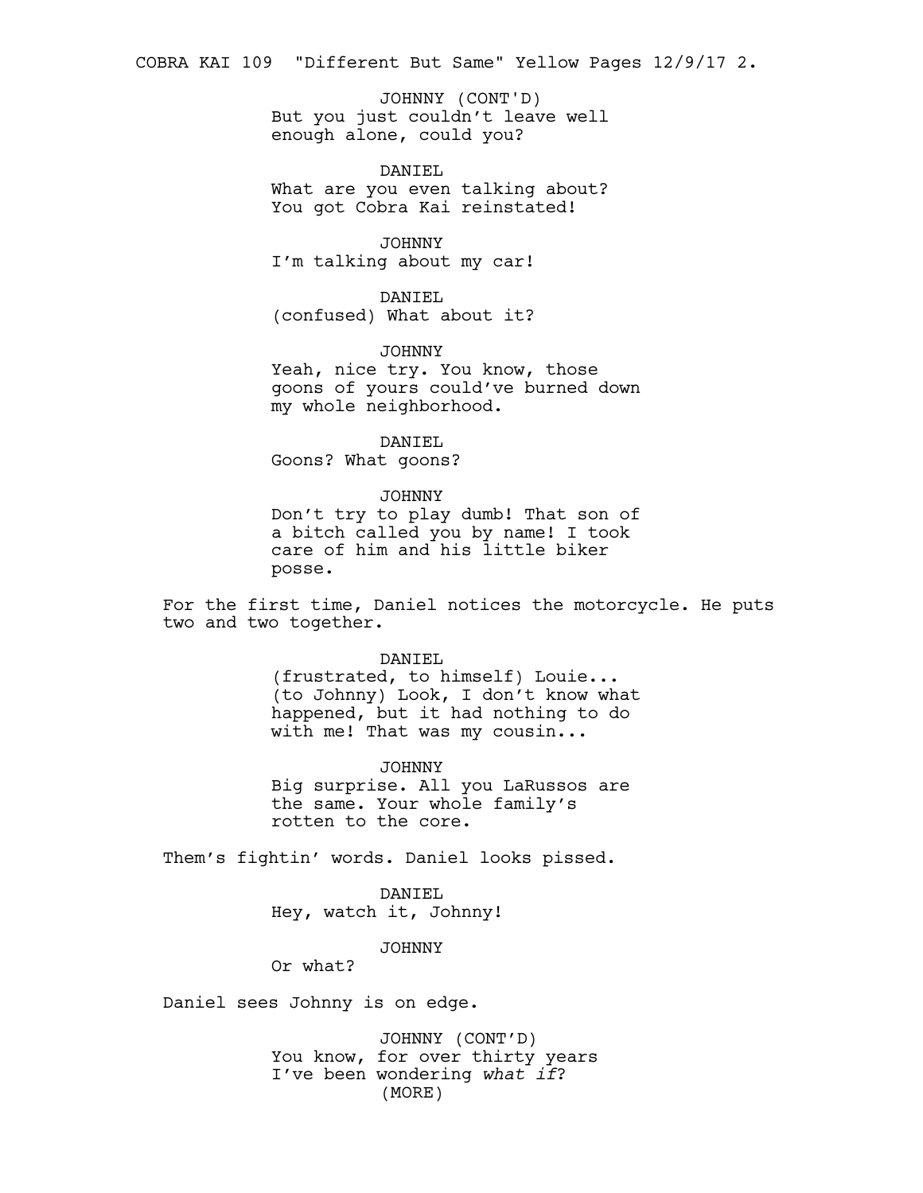JOHNNY (CONT'D)
But you just couldn't leave well enough alone, could you?

DANIEL
What are you even talking about? You got Cobra Kai reinstated!

JOHNNY
I'm talking about my car!

DANIEL
(confused) What about it?

JOHNNY
Yeah, nice try. You know, those goons of yours could've burned down my whole neighborhood.

DANIEL
Goons? What goons?

JOHNNY
Don't try to play dumb! That son of a bitch called you by name! I took care of him and his little biker posse.

For the first time, Daniel notices the motorcycle. He puts two and two together.

DANIEL
(frustrated, to himself) Louie... (to Johnny) Look, I don't know what happened, but it had nothing to do with me! That was my cousin...

JOHNNY
Big surprise. All you LaRussos are the same. Your whole family's rotten to the core.

Them's fightin' words. Daniel looks pissed.

DANIEL
Hey, watch it, Johnny!

JOHNNY
Or what?

Daniel sees Johnny is on edge.

JOHNNY (CONT'D)
You know, for over thirty years I've been wondering *what if*?
(MORE)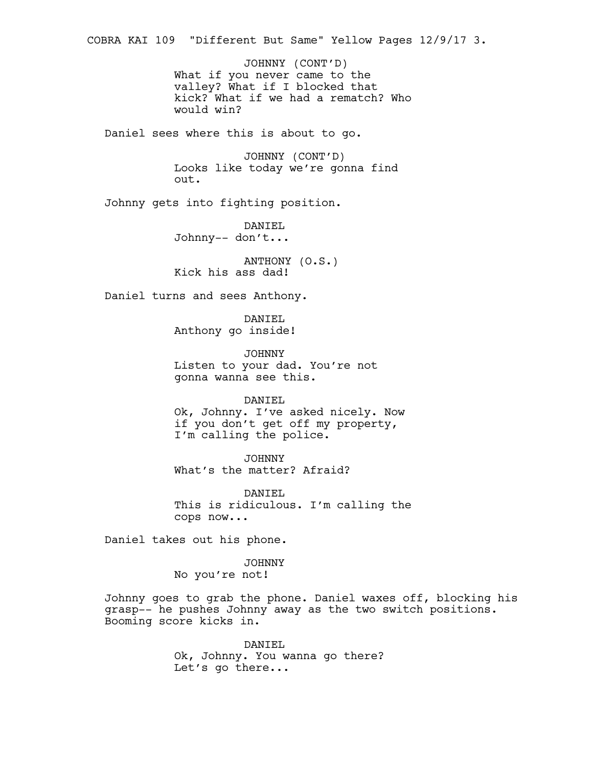JOHNNY (CONT'D)
What if you never came to the valley? What if I blocked that kick? What if we had a rematch? Who would win?

Daniel sees where this is about to go.

JOHNNY (CONT'D)
Looks like today we're gonna find out.

Johnny gets into fighting position.

DANIEL
Johnny-- don't...

ANTHONY (O.S.)
Kick his ass dad!

Daniel turns and sees Anthony.

DANIEL
Anthony go inside!

JOHNNY
Listen to your dad. You're not gonna wanna see this.

DANIEL
Ok, Johnny. I've asked nicely. Now if you don't get off my property, I'm calling the police.

JOHNNY
What's the matter? Afraid?

DANIEL
This is ridiculous. I'm calling the cops now...

Daniel takes out his phone.

JOHNNY
No you're not!

Johnny goes to grab the phone. Daniel waxes off, blocking his grasp-- he pushes Johnny away as the two switch positions. Booming score kicks in.

DANIEL
Ok, Johnny. You wanna go there? Let's go there...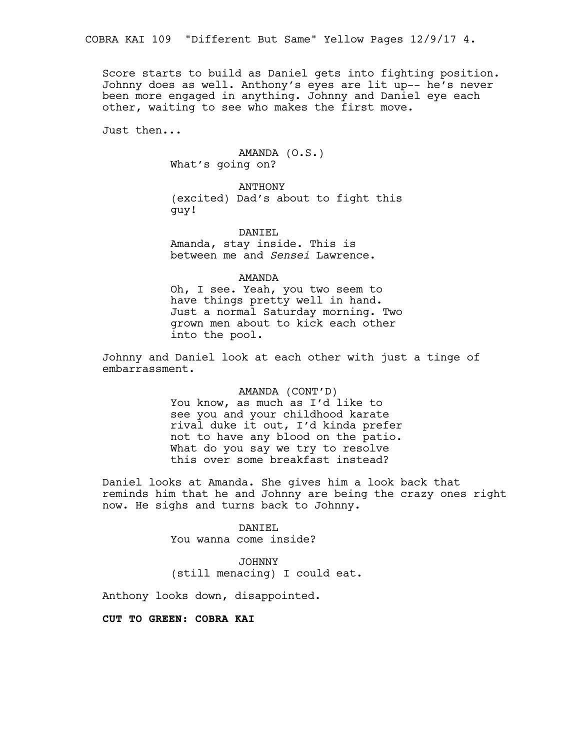Score starts to build as Daniel gets into fighting position. Johnny does as well. Anthony's eyes are lit up-- he's never been more engaged in anything. Johnny and Daniel eye each other, waiting to see who makes the first move.

Just then...

AMANDA (O.S.)
What's going on?

ANTHONY
(excited) Dad's about to fight this guy!

DANIEL
Amanda, stay inside. This is between me and *Sensei* Lawrence.

AMANDA
Oh, I see. Yeah, you two seem to have things pretty well in hand. Just a normal Saturday morning. Two grown men about to kick each other into the pool.

Johnny and Daniel look at each other with just a tinge of embarrassment.

AMANDA (CONT'D)
You know, as much as I'd like to see you and your childhood karate rival duke it out, I'd kinda prefer not to have any blood on the patio. What do you say we try to resolve this over some breakfast instead?

Daniel looks at Amanda. She gives him a look back that reminds him that he and Johnny are being the crazy ones right now. He sighs and turns back to Johnny.

DANIEL
You wanna come inside?

JOHNNY
(still menacing) I could eat.

Anthony looks down, disappointed.

**CUT TO GREEN: COBRA KAI**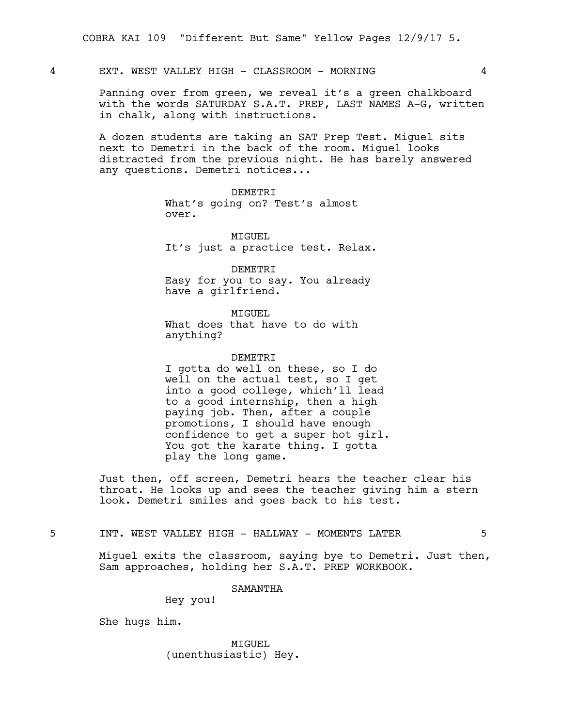4 EXT. WEST VALLEY HIGH - CLASSROOM - MORNING 4

Panning over from green, we reveal it's a green chalkboard with the words SATURDAY S.A.T. PREP, LAST NAMES A-G, written in chalk, along with instructions.

A dozen students are taking an SAT Prep Test. Miguel sits next to Demetri in the back of the room. Miguel looks distracted from the previous night. He has barely answered any questions. Demetri notices...

DEMETRI
What's going on? Test's almost over.

MIGUEL
It's just a practice test. Relax.

DEMETRI
Easy for you to say. You already have a girlfriend.

MIGUEL
What does that have to do with anything?

DEMETRI
I gotta do well on these, so I do well on the actual test, so I get into a good college, which'll lead to a good internship, then a high paying job. Then, after a couple promotions, I should have enough confidence to get a super hot girl. You got the karate thing. I gotta play the long game.

Just then, off screen, Demetri hears the teacher clear his throat. He looks up and sees the teacher giving him a stern look. Demetri smiles and goes back to his test.

5 INT. WEST VALLEY HIGH - HALLWAY - MOMENTS LATER 5

Miguel exits the classroom, saying bye to Demetri. Just then, Sam approaches, holding her S.A.T. PREP WORKBOOK.

SAMANTHA
Hey you!

She hugs him.

MIGUEL
(unenthusiastic) Hey.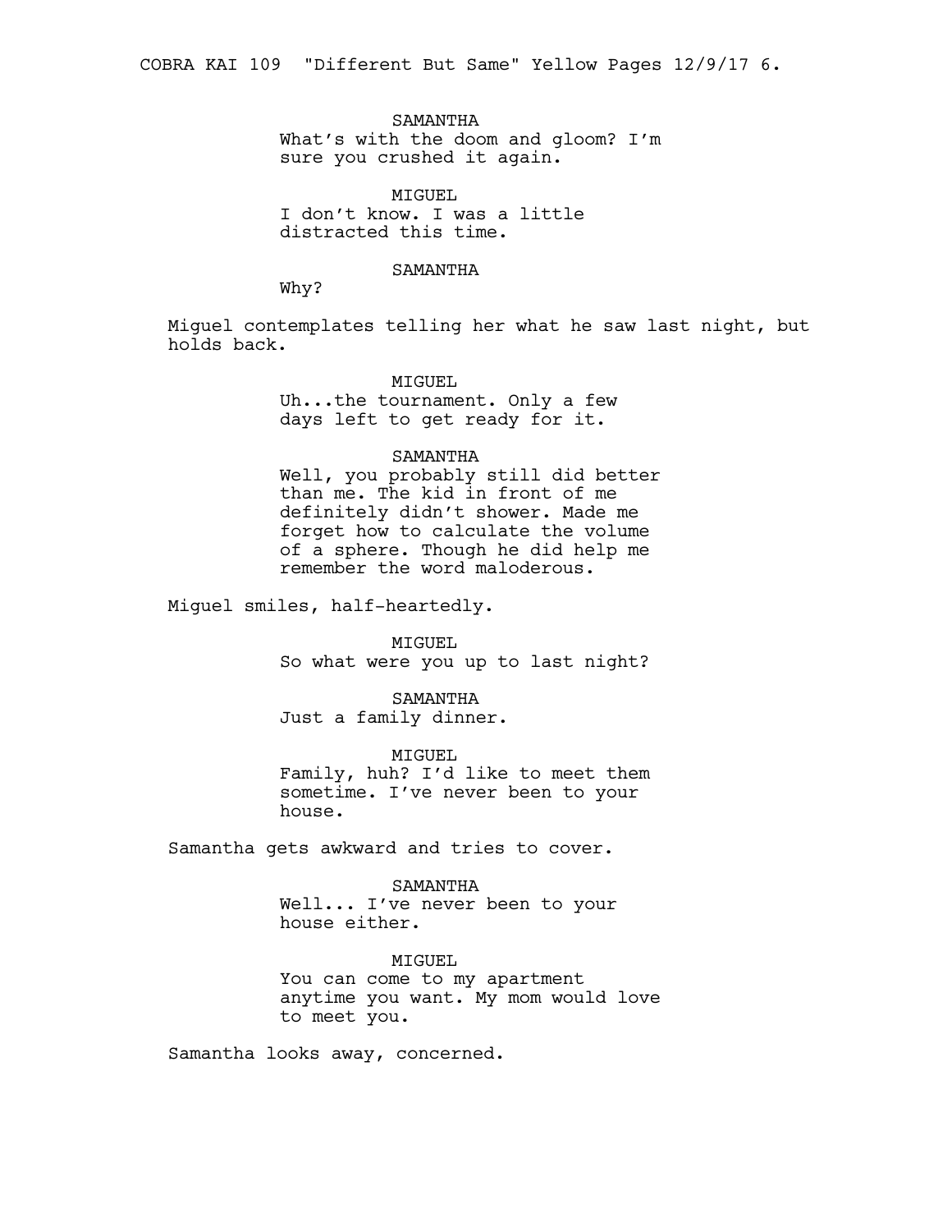SAMANTHA
What's with the doom and gloom? I'm sure you crushed it again.

MIGUEL
I don't know. I was a little distracted this time.

SAMANTHA
Why?

Miguel contemplates telling her what he saw last night, but holds back.

MIGUEL
Uh...the tournament. Only a few days left to get ready for it.

SAMANTHA
Well, you probably still did better than me. The kid in front of me definitely didn't shower. Made me forget how to calculate the volume of a sphere. Though he did help me remember the word maloderous.

Miguel smiles, half-heartedly.

MIGUEL
So what were you up to last night?

SAMANTHA
Just a family dinner.

MIGUEL
Family, huh? I'd like to meet them sometime. I've never been to your house.

Samantha gets awkward and tries to cover.

SAMANTHA
Well... I've never been to your house either.

MIGUEL
You can come to my apartment anytime you want. My mom would love to meet you.

Samantha looks away, concerned.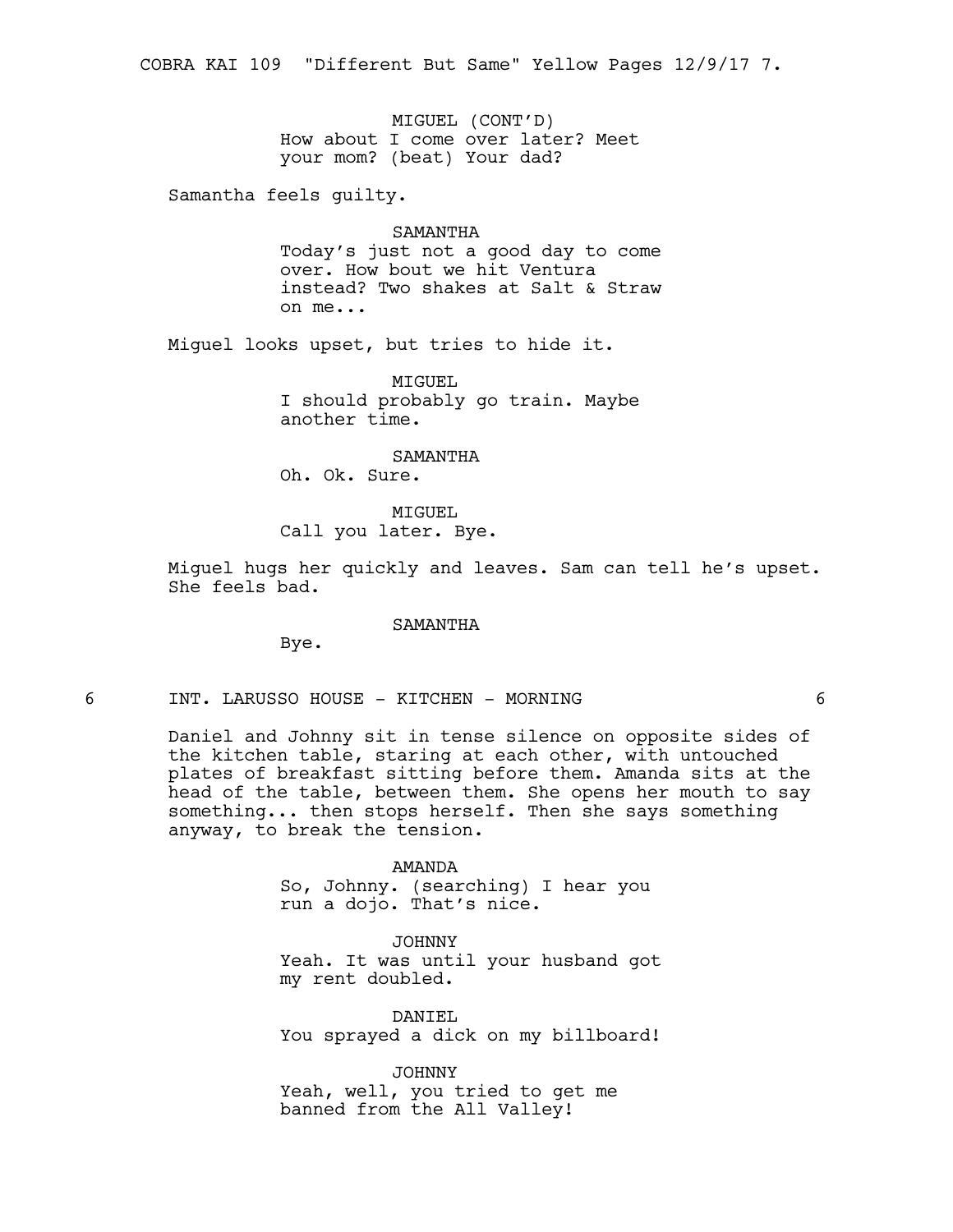MIGUEL (CONT'D)
How about I come over later? Meet your mom? (beat) Your dad?

Samantha feels guilty.

SAMANTHA
Today's just not a good day to come over. How bout we hit Ventura instead? Two shakes at Salt & Straw on me...

Miguel looks upset, but tries to hide it.

MIGUEL
I should probably go train. Maybe another time.

SAMANTHA
Oh. Ok. Sure.

MIGUEL
Call you later. Bye.

Miguel hugs her quickly and leaves. Sam can tell he's upset. She feels bad.

SAMANTHA
Bye.

## 6 INT. LARUSSO HOUSE - KITCHEN - MORNING 6

Daniel and Johnny sit in tense silence on opposite sides of the kitchen table, staring at each other, with untouched plates of breakfast sitting before them. Amanda sits at the head of the table, between them. She opens her mouth to say something... then stops herself. Then she says something anyway, to break the tension.

AMANDA
So, Johnny. (searching) I hear you run a dojo. That's nice.

JOHNNY
Yeah. It was until your husband got my rent doubled.

DANIEL
You sprayed a dick on my billboard!

JOHNNY
Yeah, well, you tried to get me banned from the All Valley!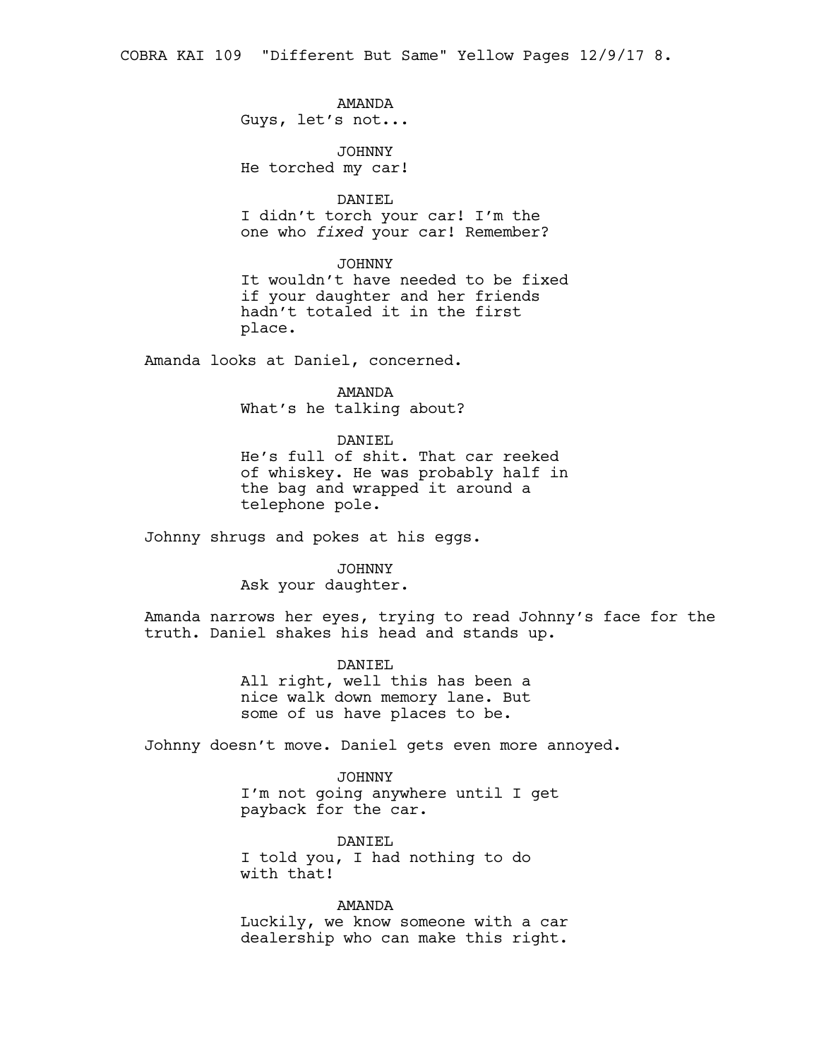AMANDA
Guys, let's not...

JOHNNY
He torched my car!

DANIEL
I didn't torch your car! I'm the one who *fixed* your car! Remember?

JOHNNY
It wouldn't have needed to be fixed if your daughter and her friends hadn't totaled it in the first place.

Amanda looks at Daniel, concerned.

AMANDA
What's he talking about?

DANIEL
He's full of shit. That car reeked of whiskey. He was probably half in the bag and wrapped it around a telephone pole.

Johnny shrugs and pokes at his eggs.

JOHNNY
Ask your daughter.

Amanda narrows her eyes, trying to read Johnny's face for the truth. Daniel shakes his head and stands up.

DANIEL
All right, well this has been a nice walk down memory lane. But some of us have places to be.

Johnny doesn't move. Daniel gets even more annoyed.

JOHNNY
I'm not going anywhere until I get payback for the car.

DANIEL
I told you, I had nothing to do with that!

AMANDA
Luckily, we know someone with a car dealership who can make this right.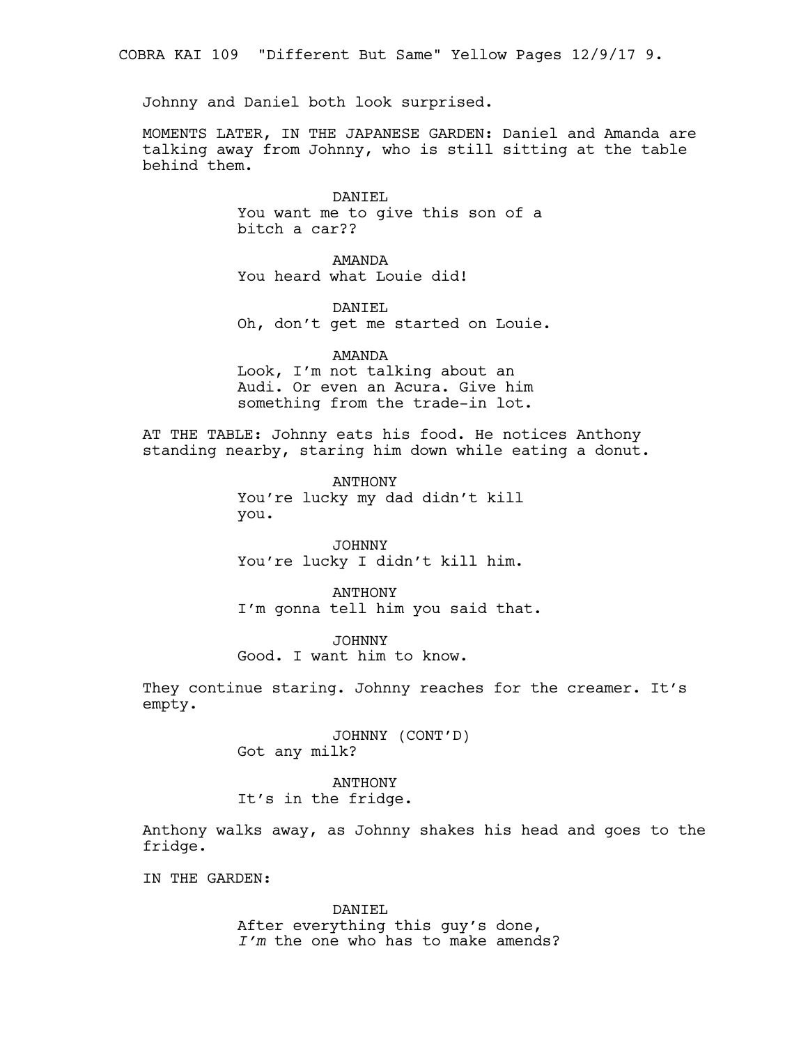Johnny and Daniel both look surprised.

MOMENTS LATER, IN THE JAPANESE GARDEN: Daniel and Amanda are talking away from Johnny, who is still sitting at the table behind them.

DANIEL
You want me to give this son of a bitch a car??

AMANDA
You heard what Louie did!

DANIEL
Oh, don't get me started on Louie.

AMANDA
Look, I'm not talking about an Audi. Or even an Acura. Give him something from the trade-in lot.

AT THE TABLE: Johnny eats his food. He notices Anthony standing nearby, staring him down while eating a donut.

ANTHONY
You're lucky my dad didn't kill you.

JOHNNY
You're lucky I didn't kill him.

ANTHONY
I'm gonna tell him you said that.

JOHNNY
Good. I want him to know.

They continue staring. Johnny reaches for the creamer. It's empty.

JOHNNY (CONT'D)
Got any milk?

ANTHONY
It's in the fridge.

Anthony walks away, as Johnny shakes his head and goes to the fridge.

IN THE GARDEN:

DANIEL
After everything this guy's done, *I'm* the one who has to make amends?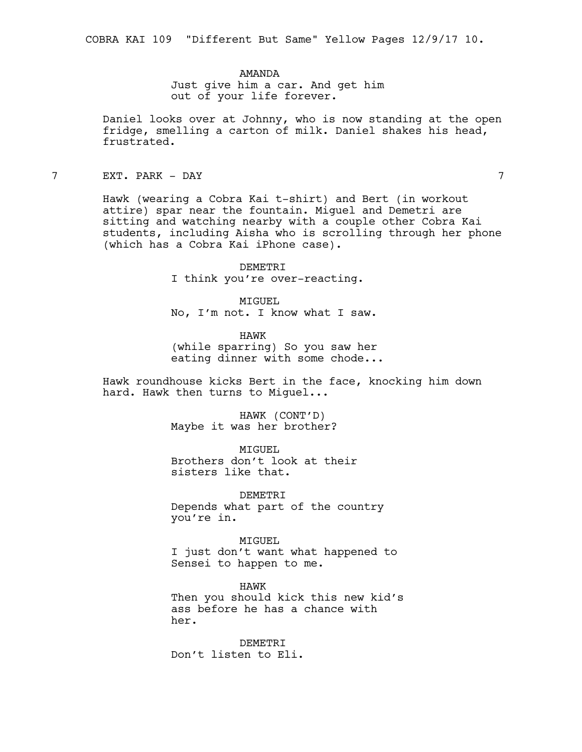AMANDA
Just give him a car. And get him out of your life forever.

Daniel looks over at Johnny, who is now standing at the open fridge, smelling a carton of milk. Daniel shakes his head, frustrated.

7 EXT. PARK - DAY 7

Hawk (wearing a Cobra Kai t-shirt) and Bert (in workout attire) spar near the fountain. Miguel and Demetri are sitting and watching nearby with a couple other Cobra Kai students, including Aisha who is scrolling through her phone (which has a Cobra Kai iPhone case).

DEMETRI
I think you're over-reacting.

MIGUEL
No, I'm not. I know what I saw.

HAWK
(while sparring) So you saw her eating dinner with some chode...

Hawk roundhouse kicks Bert in the face, knocking him down hard. Hawk then turns to Miguel...

HAWK (CONT'D)
Maybe it was her brother?

MIGUEL
Brothers don't look at their sisters like that.

DEMETRI
Depends what part of the country you're in.

MIGUEL
I just don't want what happened to Sensei to happen to me.

HAWK
Then you should kick this new kid's ass before he has a chance with her.

DEMETRI
Don't listen to Eli.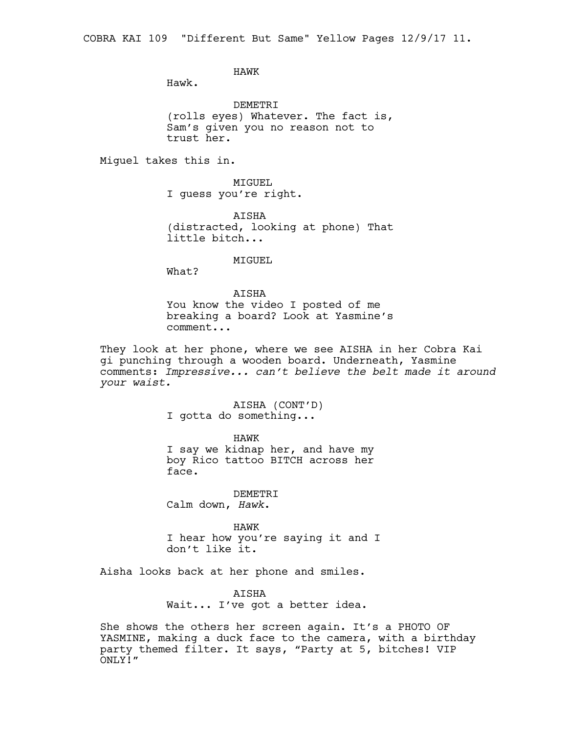HAWK

Hawk.

DEMETRI

(rolls eyes) Whatever. The fact is, Sam's given you no reason not to trust her.

Miguel takes this in.

MIGUEL

I guess you're right.

AISHA

(distracted, looking at phone) That little bitch...

MIGUEL

What?

AISHA

You know the video I posted of me breaking a board? Look at Yasmine's comment...

They look at her phone, where we see AISHA in her Cobra Kai gi punching through a wooden board. Underneath, Yasmine comments: *Impressive... can't believe the belt made it around your waist.*

AISHA (CONT'D)

I gotta do something...

HAWK

I say we kidnap her, and have my boy Rico tattoo BITCH across her face.

DEMETRI

Calm down, *Hawk*.

HAWK

I hear how you're saying it and I don't like it.

Aisha looks back at her phone and smiles.

AISHA

Wait... I've got a better idea.

She shows the others her screen again. It's a PHOTO OF YASMINE, making a duck face to the camera, with a birthday party themed filter. It says, "Party at 5, bitches! VIP ONLY!"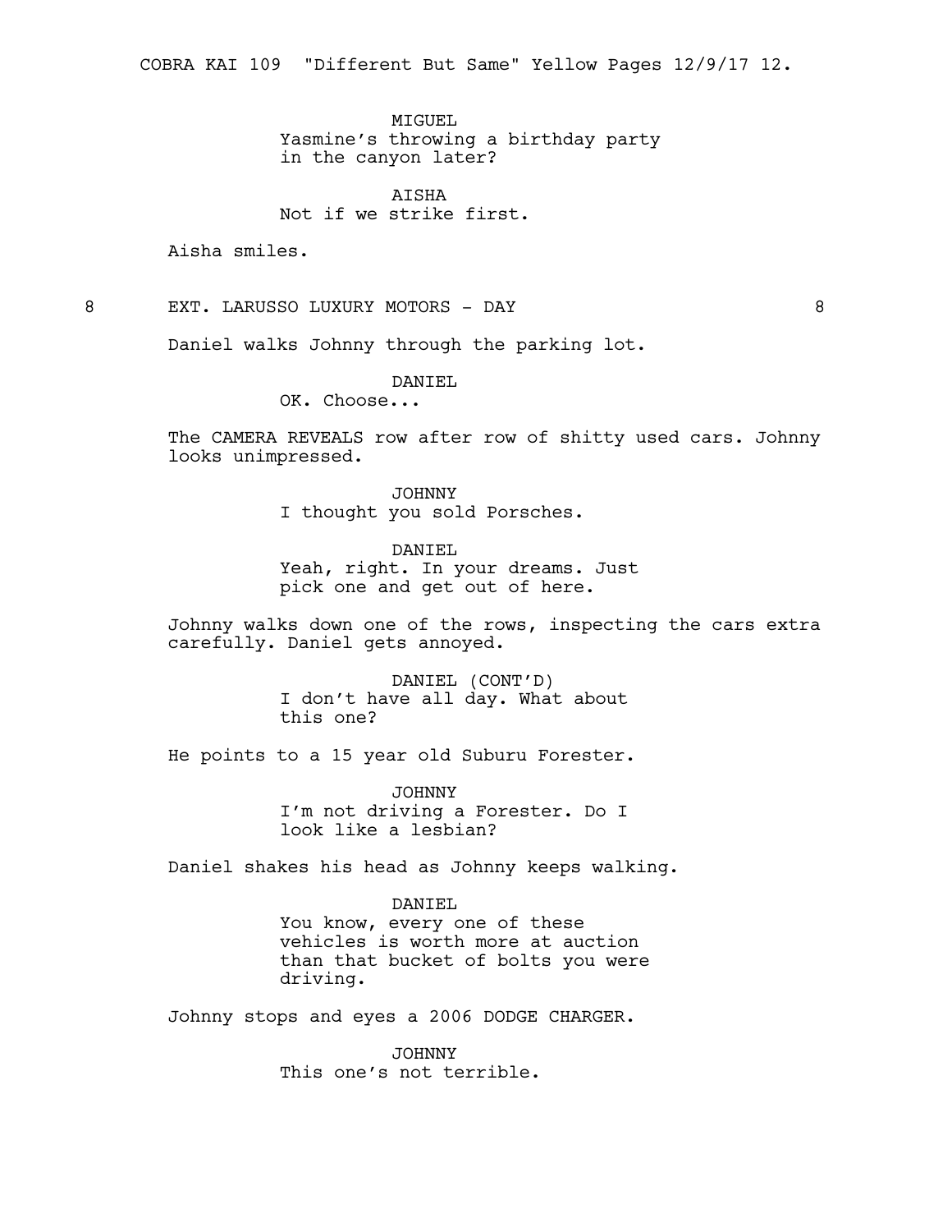MIGUEL
Yasmine's throwing a birthday party in the canyon later?

AISHA
Not if we strike first.

Aisha smiles.

8 EXT. LARUSSO LUXURY MOTORS - DAY 8

Daniel walks Johnny through the parking lot.

DANIEL
OK. Choose...

The CAMERA REVEALS row after row of shitty used cars. Johnny looks unimpressed.

JOHNNY
I thought you sold Porsches.

DANIEL
Yeah, right. In your dreams. Just pick one and get out of here.

Johnny walks down one of the rows, inspecting the cars extra carefully. Daniel gets annoyed.

DANIEL (CONT'D)
I don't have all day. What about this one?

He points to a 15 year old Suburu Forester.

JOHNNY
I'm not driving a Forester. Do I look like a lesbian?

Daniel shakes his head as Johnny keeps walking.

DANIEL
You know, every one of these vehicles is worth more at auction than that bucket of bolts you were driving.

Johnny stops and eyes a 2006 DODGE CHARGER.

JOHNNY
This one's not terrible.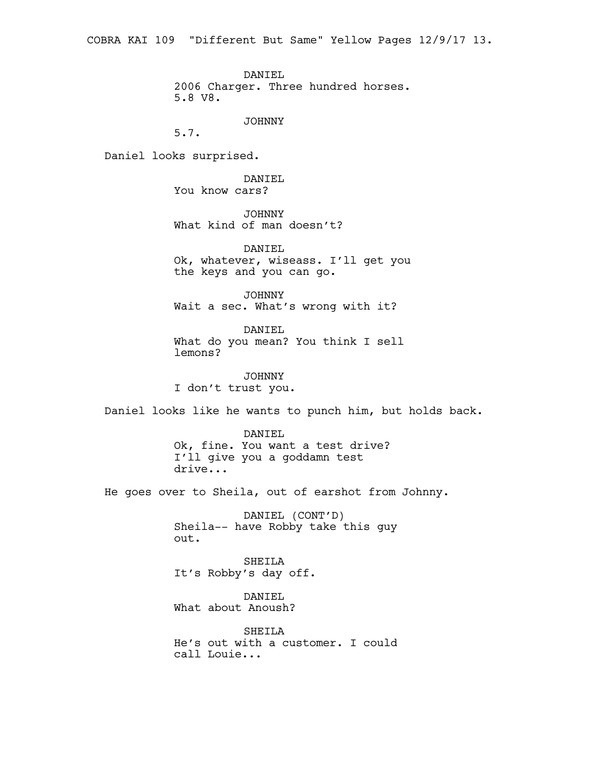DANIEL
2006 Charger. Three hundred horses.
5.8 V8.

JOHNNY
5.7.

Daniel looks surprised.

DANIEL
You know cars?

JOHNNY
What kind of man doesn't?

DANIEL
Ok, whatever, wiseass. I'll get you
the keys and you can go.

JOHNNY
Wait a sec. What's wrong with it?

DANIEL
What do you mean? You think I sell
lemons?

JOHNNY
I don't trust you.

Daniel looks like he wants to punch him, but holds back.

DANIEL
Ok, fine. You want a test drive?
I'll give you a goddamn test
drive...

He goes over to Sheila, out of earshot from Johnny.

DANIEL (CONT'D)
Sheila-- have Robby take this guy
out.

SHEILA
It's Robby's day off.

DANIEL
What about Anoush?

SHEILA
He's out with a customer. I could
call Louie...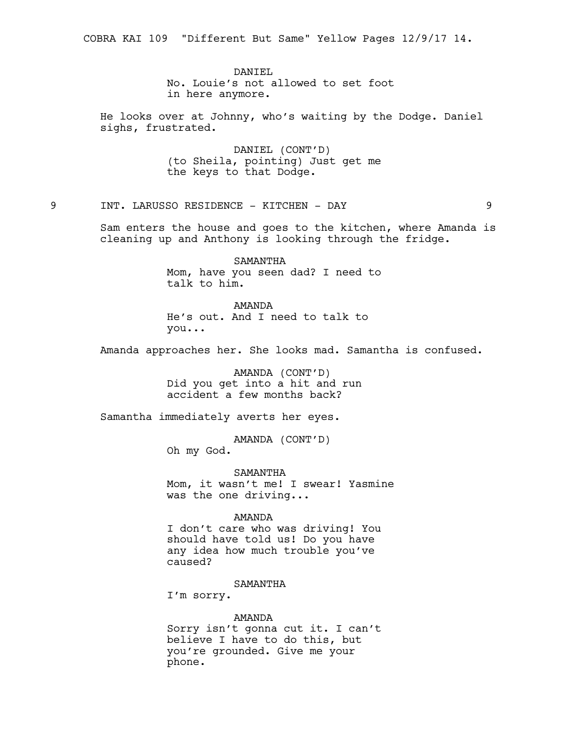DANIEL
No. Louie's not allowed to set foot in here anymore.

He looks over at Johnny, who's waiting by the Dodge. Daniel sighs, frustrated.

DANIEL (CONT'D)
(to Sheila, pointing) Just get me the keys to that Dodge.

## 9 INT. LARUSSO RESIDENCE - KITCHEN - DAY 9

Sam enters the house and goes to the kitchen, where Amanda is cleaning up and Anthony is looking through the fridge.

SAMANTHA
Mom, have you seen dad? I need to talk to him.

AMANDA
He's out. And I need to talk to you...

Amanda approaches her. She looks mad. Samantha is confused.

AMANDA (CONT'D)
Did you get into a hit and run accident a few months back?

Samantha immediately averts her eyes.

AMANDA (CONT'D)
Oh my God.

SAMANTHA
Mom, it wasn't me! I swear! Yasmine was the one driving...

AMANDA
I don't care who was driving! You should have told us! Do you have any idea how much trouble you've caused?

SAMANTHA
I'm sorry.

AMANDA
Sorry isn't gonna cut it. I can't believe I have to do this, but you're grounded. Give me your phone.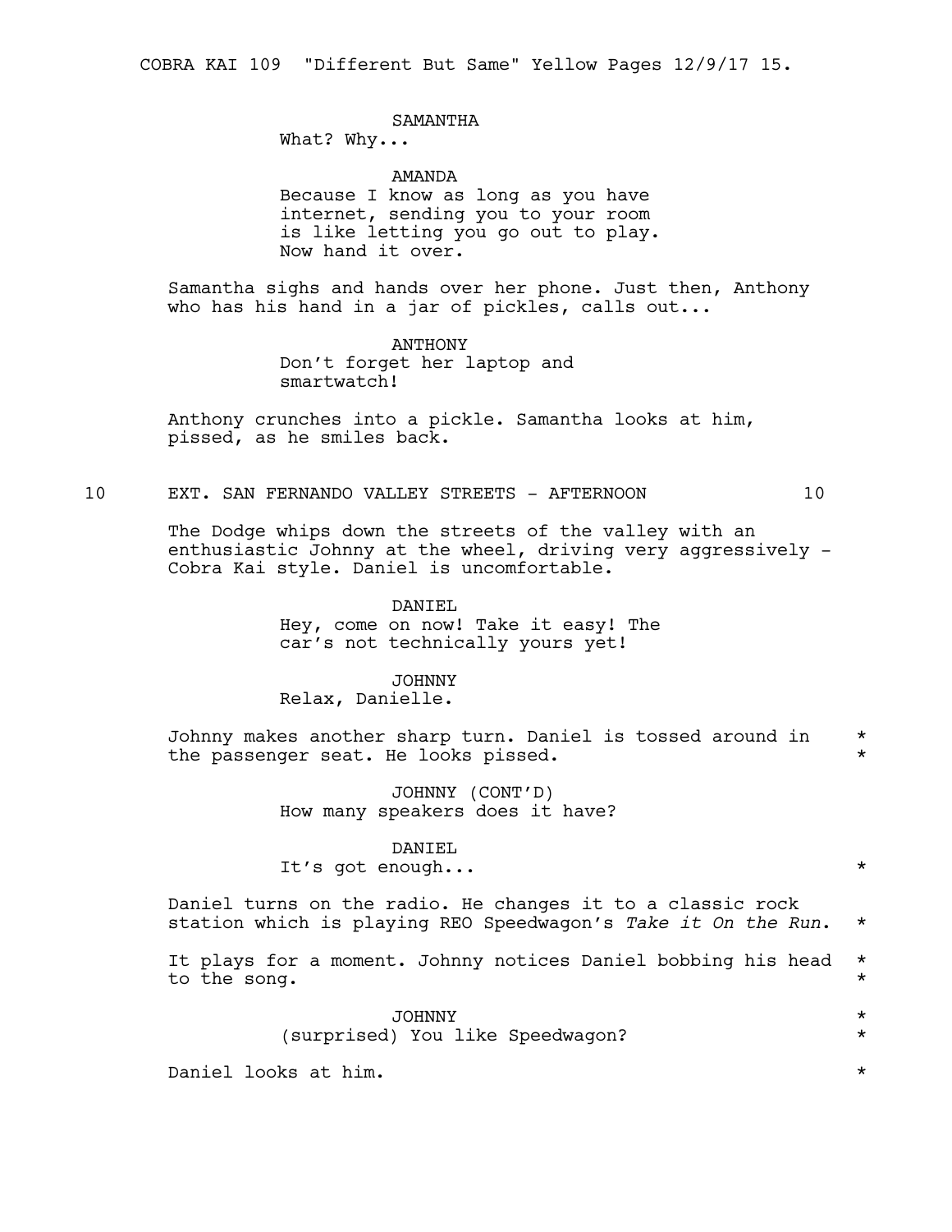SAMANTHA
What? Why...

AMANDA
Because I know as long as you have internet, sending you to your room is like letting you go out to play. Now hand it over.

Samantha sighs and hands over her phone. Just then, Anthony who has his hand in a jar of pickles, calls out...

ANTHONY
Don't forget her laptop and smartwatch!

Anthony crunches into a pickle. Samantha looks at him, pissed, as he smiles back.

10 EXT. SAN FERNANDO VALLEY STREETS - AFTERNOON 10

The Dodge whips down the streets of the valley with an enthusiastic Johnny at the wheel, driving very aggressively - Cobra Kai style. Daniel is uncomfortable.

DANIEL
Hey, come on now! Take it easy! The car's not technically yours yet!

JOHNNY
Relax, Danielle.

Johnny makes another sharp turn. Daniel is tossed around in the passenger seat. He looks pissed. *

JOHNNY (CONT'D)
How many speakers does it have?

DANIEL
It's got enough... *

Daniel turns on the radio. He changes it to a classic rock station which is playing REO Speedwagon's *Take it On the Run*. *

It plays for a moment. Johnny notices Daniel bobbing his head to the song. *

JOHNNY *
(surprised) You like Speedwagon? *

Daniel looks at him. *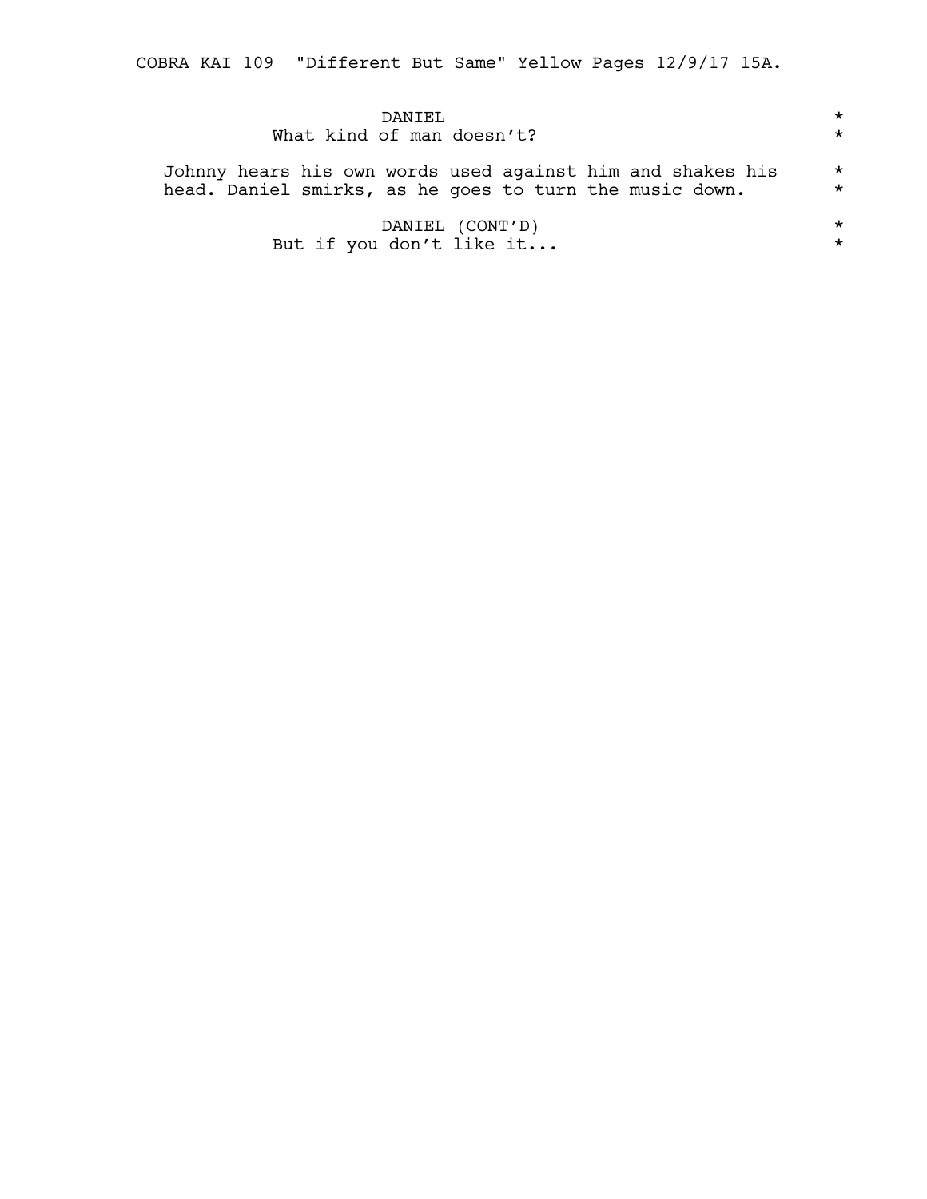DANIEL
What kind of man doesn't?

Johnny hears his own words used against him and shakes his head. Daniel smirks, as he goes to turn the music down.

DANIEL (CONT'D)
But if you don't like it...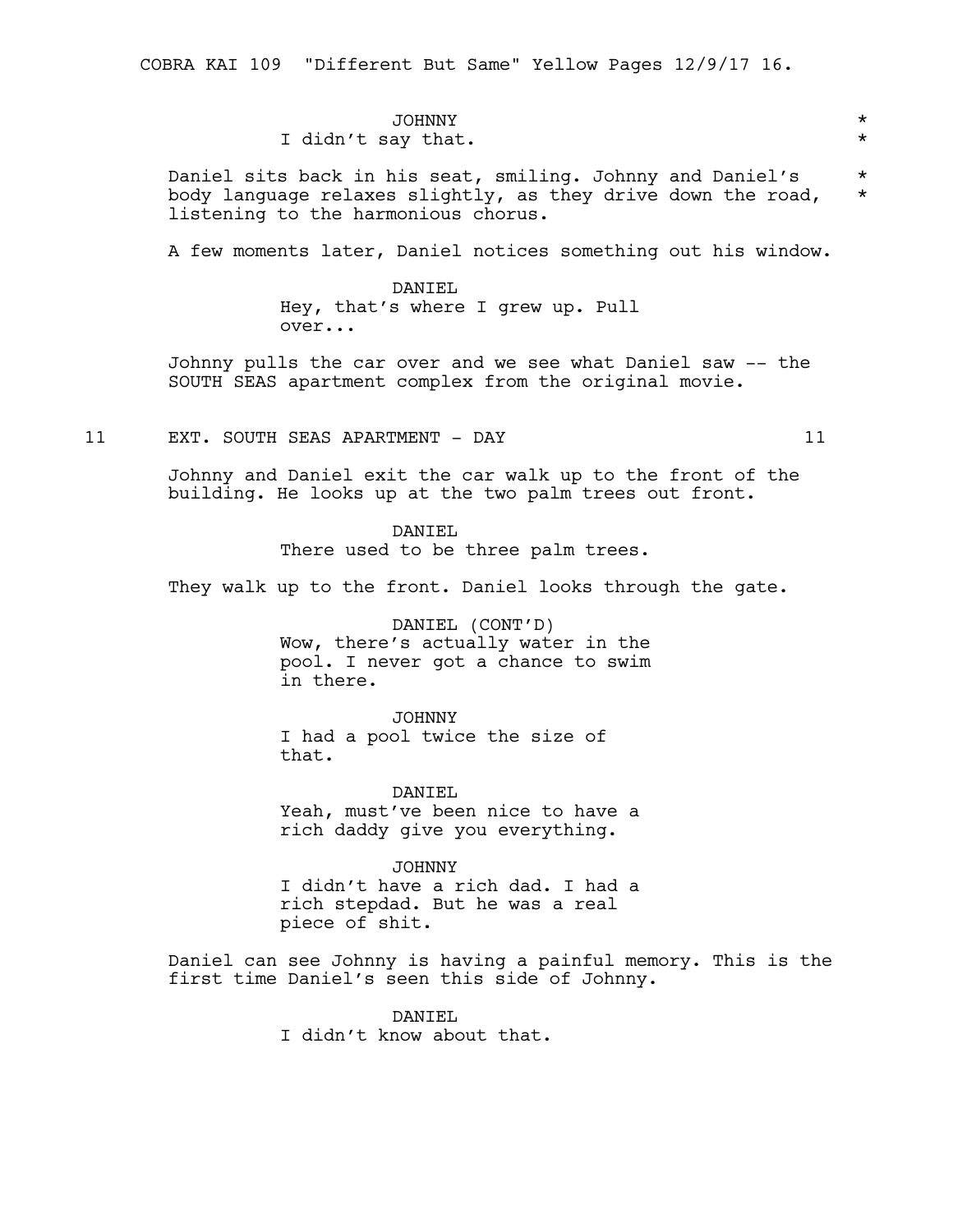JOHNNY
I didn't say that.

Daniel sits back in his seat, smiling. Johnny and Daniel's body language relaxes slightly, as they drive down the road, listening to the harmonious chorus.

A few moments later, Daniel notices something out his window.

DANIEL
Hey, that's where I grew up. Pull over...

Johnny pulls the car over and we see what Daniel saw -- the SOUTH SEAS apartment complex from the original movie.

11 EXT. SOUTH SEAS APARTMENT - DAY 11

Johnny and Daniel exit the car walk up to the front of the building. He looks up at the two palm trees out front.

DANIEL
There used to be three palm trees.

They walk up to the front. Daniel looks through the gate.

DANIEL (CONT'D)
Wow, there's actually water in the pool. I never got a chance to swim in there.

JOHNNY
I had a pool twice the size of that.

DANIEL
Yeah, must've been nice to have a rich daddy give you everything.

JOHNNY
I didn't have a rich dad. I had a rich stepdad. But he was a real piece of shit.

Daniel can see Johnny is having a painful memory. This is the first time Daniel's seen this side of Johnny.

DANIEL
I didn't know about that.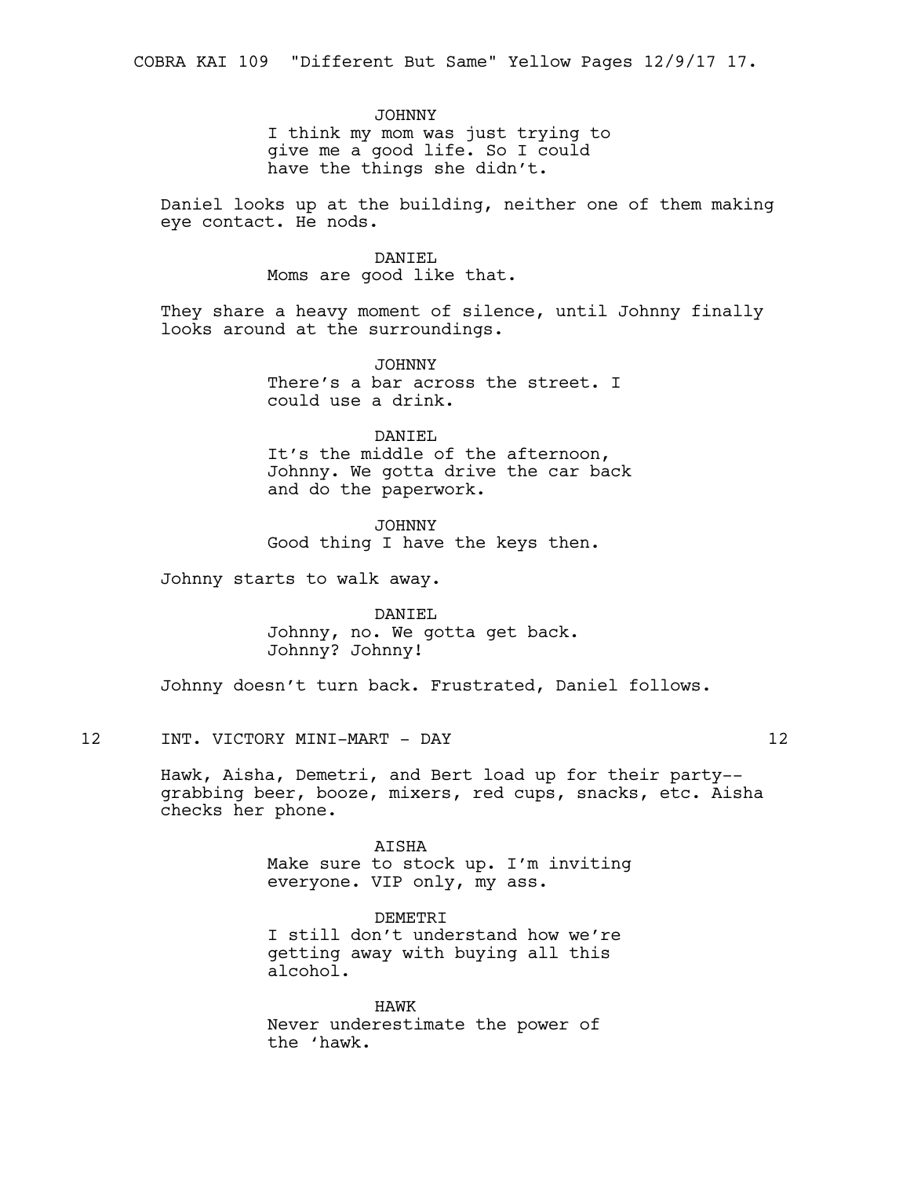JOHNNY
I think my mom was just trying to give me a good life. So I could have the things she didn't.

Daniel looks up at the building, neither one of them making eye contact. He nods.

DANIEL
Moms are good like that.

They share a heavy moment of silence, until Johnny finally looks around at the surroundings.

JOHNNY
There's a bar across the street. I could use a drink.

DANIEL
It's the middle of the afternoon, Johnny. We gotta drive the car back and do the paperwork.

JOHNNY
Good thing I have the keys then.

Johnny starts to walk away.

DANIEL
Johnny, no. We gotta get back. Johnny? Johnny!

Johnny doesn't turn back. Frustrated, Daniel follows.

12 INT. VICTORY MINI-MART - DAY 12

Hawk, Aisha, Demetri, and Bert load up for their party-- grabbing beer, booze, mixers, red cups, snacks, etc. Aisha checks her phone.

AISHA
Make sure to stock up. I'm inviting everyone. VIP only, my ass.

DEMETRI
I still don't understand how we're getting away with buying all this alcohol.

HAWK
Never underestimate the power of the 'hawk.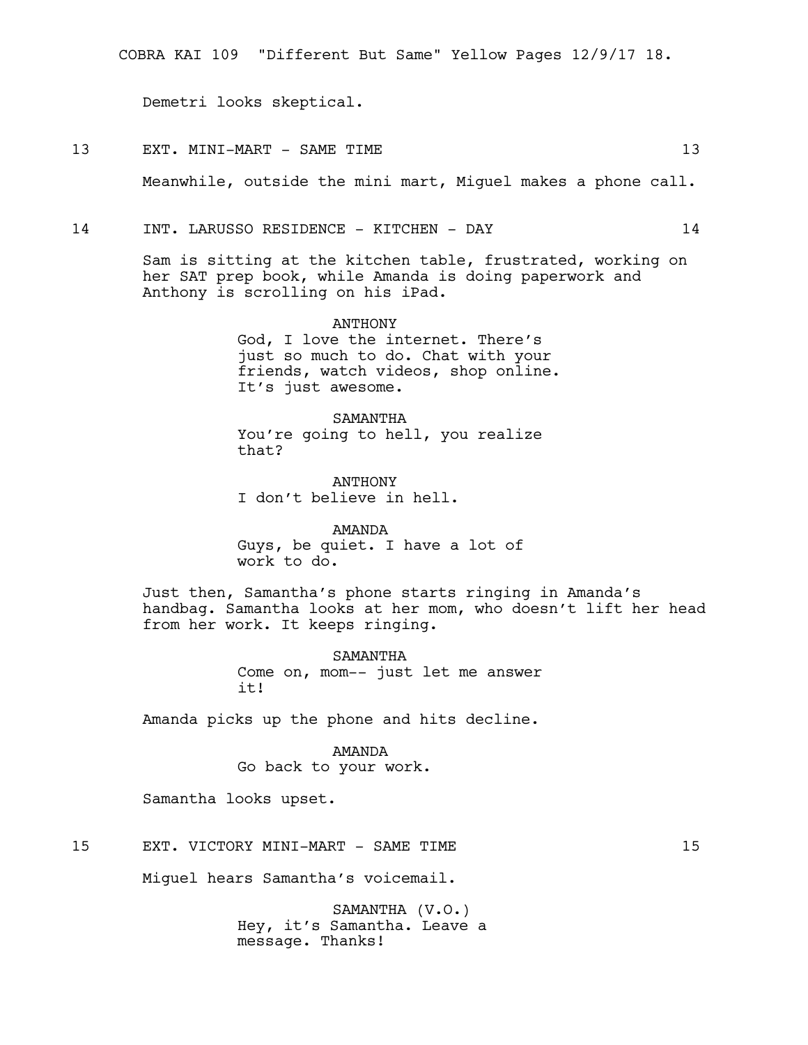Demetri looks skeptical.

13 EXT. MINI-MART - SAME TIME 13

Meanwhile, outside the mini mart, Miguel makes a phone call.

14 INT. LARUSSO RESIDENCE - KITCHEN - DAY 14

Sam is sitting at the kitchen table, frustrated, working on her SAT prep book, while Amanda is doing paperwork and Anthony is scrolling on his iPad.

ANTHONY
God, I love the internet. There's just so much to do. Chat with your friends, watch videos, shop online. It's just awesome.

SAMANTHA
You're going to hell, you realize that?

ANTHONY
I don't believe in hell.

AMANDA
Guys, be quiet. I have a lot of work to do.

Just then, Samantha's phone starts ringing in Amanda's handbag. Samantha looks at her mom, who doesn't lift her head from her work. It keeps ringing.

SAMANTHA
Come on, mom-- just let me answer it!

Amanda picks up the phone and hits decline.

AMANDA
Go back to your work.

Samantha looks upset.

15 EXT. VICTORY MINI-MART - SAME TIME 15

Miguel hears Samantha's voicemail.

SAMANTHA (V.O.)
Hey, it's Samantha. Leave a message. Thanks!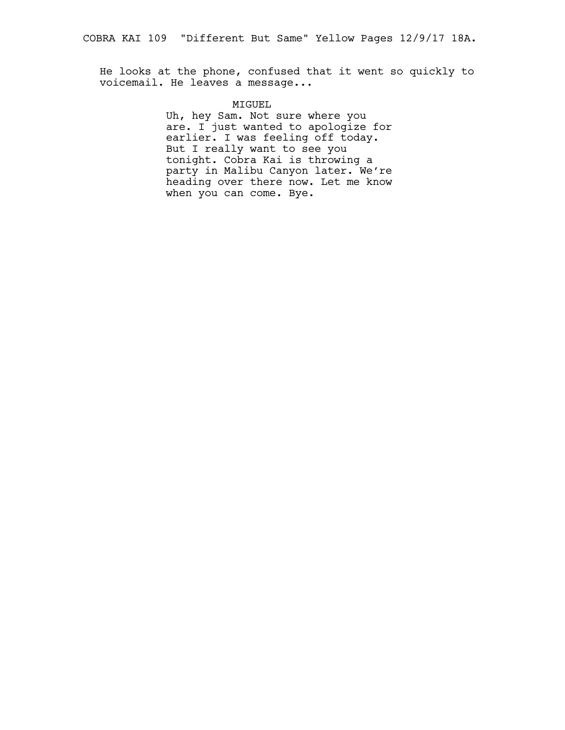He looks at the phone, confused that it went so quickly to voicemail. He leaves a message...

MIGUEL

Uh, hey Sam. Not sure where you are. I just wanted to apologize for earlier. I was feeling off today. But I really want to see you tonight. Cobra Kai is throwing a party in Malibu Canyon later. We're heading over there now. Let me know when you can come. Bye.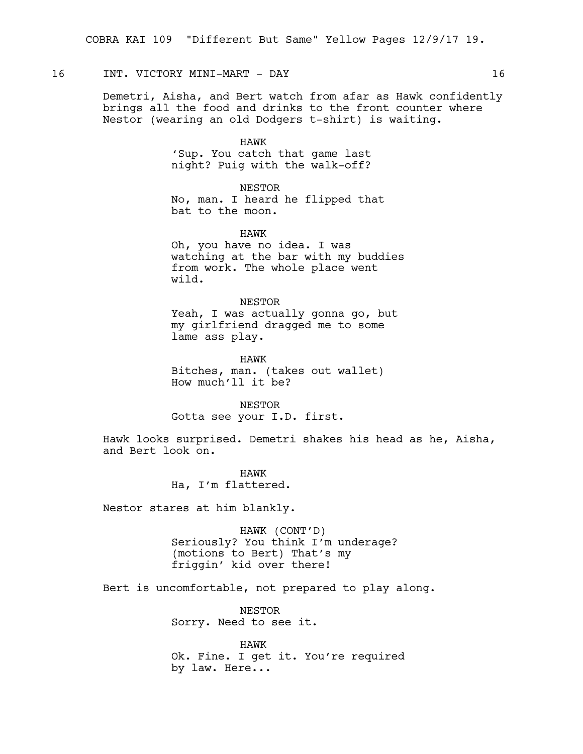16 INT. VICTORY MINI-MART - DAY 16

Demetri, Aisha, and Bert watch from afar as Hawk confidently brings all the food and drinks to the front counter where Nestor (wearing an old Dodgers t-shirt) is waiting.

HAWK
'Sup. You catch that game last night? Puig with the walk-off?

NESTOR
No, man. I heard he flipped that bat to the moon.

HAWK
Oh, you have no idea. I was watching at the bar with my buddies from work. The whole place went wild.

NESTOR
Yeah, I was actually gonna go, but my girlfriend dragged me to some lame ass play.

HAWK
Bitches, man. (takes out wallet) How much'll it be?

NESTOR
Gotta see your I.D. first.

Hawk looks surprised. Demetri shakes his head as he, Aisha, and Bert look on.

HAWK
Ha, I'm flattered.

Nestor stares at him blankly.

HAWK (CONT'D)
Seriously? You think I'm underage? (motions to Bert) That's my friggin' kid over there!

Bert is uncomfortable, not prepared to play along.

NESTOR
Sorry. Need to see it.

HAWK
Ok. Fine. I get it. You're required by law. Here...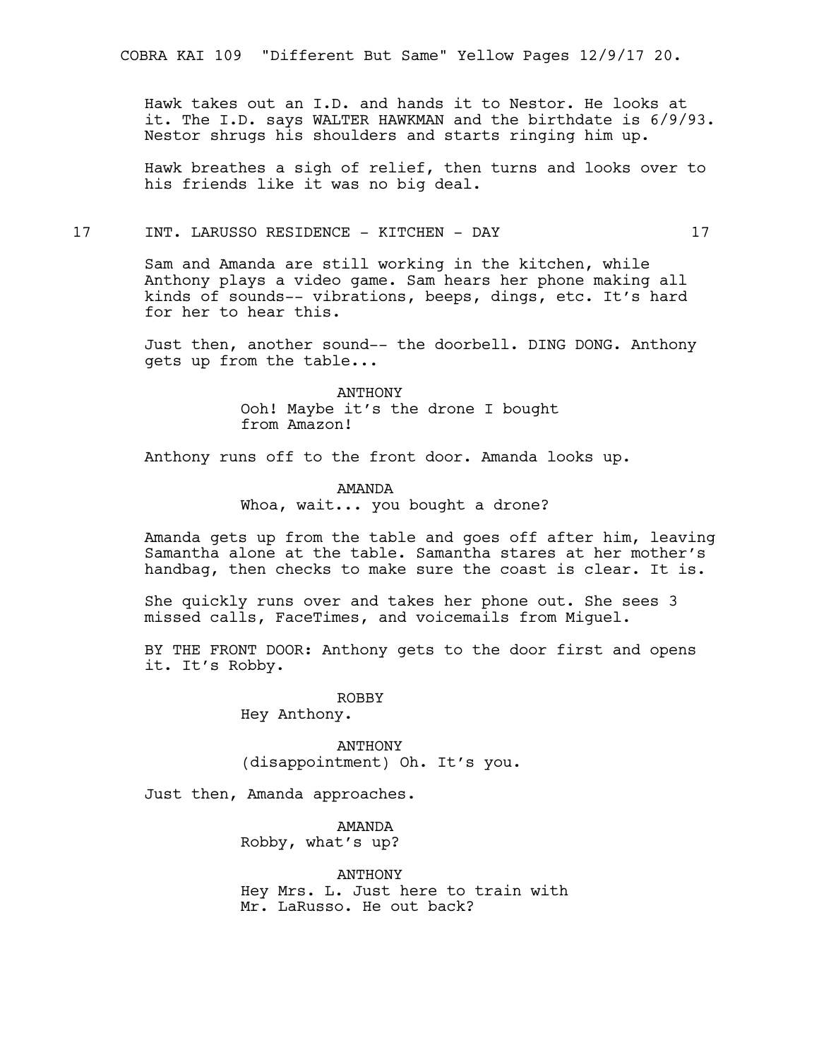Hawk takes out an I.D. and hands it to Nestor. He looks at it. The I.D. says WALTER HAWKMAN and the birthdate is 6/9/93. Nestor shrugs his shoulders and starts ringing him up.

Hawk breathes a sigh of relief, then turns and looks over to his friends like it was no big deal.

## 17 INT. LARUSSO RESIDENCE - KITCHEN - DAY 17

Sam and Amanda are still working in the kitchen, while Anthony plays a video game. Sam hears her phone making all kinds of sounds-- vibrations, beeps, dings, etc. It's hard for her to hear this.

Just then, another sound-- the doorbell. DING DONG. Anthony gets up from the table...

ANTHONY
Ooh! Maybe it's the drone I bought from Amazon!

Anthony runs off to the front door. Amanda looks up.

AMANDA
Whoa, wait... you bought a drone?

Amanda gets up from the table and goes off after him, leaving Samantha alone at the table. Samantha stares at her mother's handbag, then checks to make sure the coast is clear. It is.

She quickly runs over and takes her phone out. She sees 3 missed calls, FaceTimes, and voicemails from Miguel.

BY THE FRONT DOOR: Anthony gets to the door first and opens it. It's Robby.

ROBBY
Hey Anthony.

ANTHONY
(disappointment) Oh. It's you.

Just then, Amanda approaches.

AMANDA
Robby, what's up?

ANTHONY
Hey Mrs. L. Just here to train with Mr. LaRusso. He out back?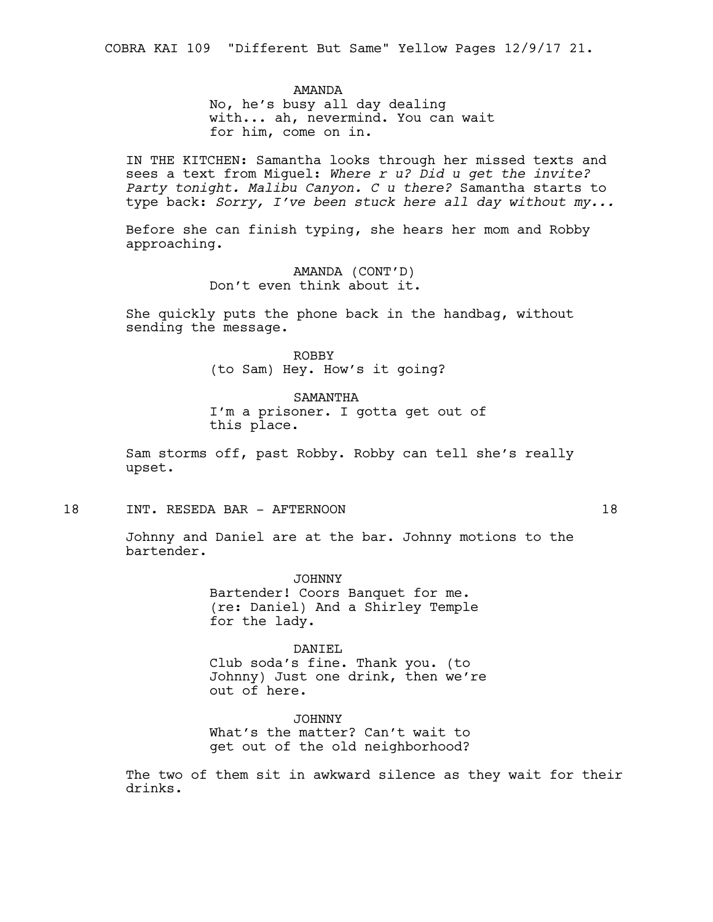AMANDA
No, he's busy all day dealing with... ah, nevermind. You can wait for him, come on in.

IN THE KITCHEN: Samantha looks through her missed texts and sees a text from Miguel: *Where r u? Did u get the invite? Party tonight. Malibu Canyon. C u there?* Samantha starts to type back: *Sorry, I've been stuck here all day without my...*

Before she can finish typing, she hears her mom and Robby approaching.

AMANDA (CONT'D)
Don't even think about it.

She quickly puts the phone back in the handbag, without sending the message.

ROBBY
(to Sam) Hey. How's it going?

SAMANTHA
I'm a prisoner. I gotta get out of this place.

Sam storms off, past Robby. Robby can tell she's really upset.

18 INT. RESEDA BAR - AFTERNOON 18

Johnny and Daniel are at the bar. Johnny motions to the bartender.

JOHNNY
Bartender! Coors Banquet for me. (re: Daniel) And a Shirley Temple for the lady.

DANIEL
Club soda's fine. Thank you. (to Johnny) Just one drink, then we're out of here.

JOHNNY
What's the matter? Can't wait to get out of the old neighborhood?

The two of them sit in awkward silence as they wait for their drinks.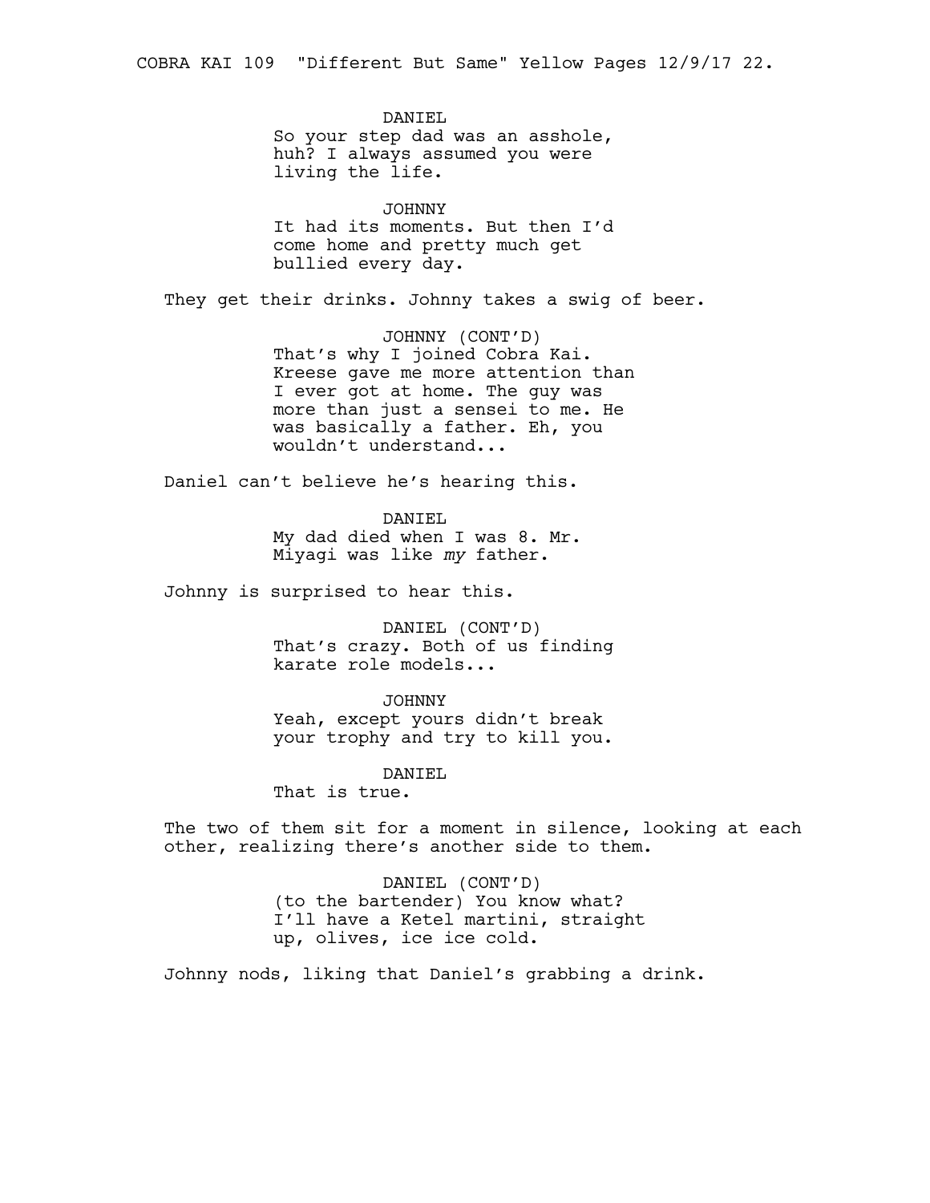DANIEL
So your step dad was an asshole, huh? I always assumed you were living the life.

JOHNNY
It had its moments. But then I'd come home and pretty much get bullied every day.

They get their drinks. Johnny takes a swig of beer.

JOHNNY (CONT'D)
That's why I joined Cobra Kai. Kreese gave me more attention than I ever got at home. The guy was more than just a sensei to me. He was basically a father. Eh, you wouldn't understand...

Daniel can't believe he's hearing this.

DANIEL
My dad died when I was 8. Mr. Miyagi was like *my* father.

Johnny is surprised to hear this.

DANIEL (CONT'D)
That's crazy. Both of us finding karate role models...

JOHNNY
Yeah, except yours didn't break your trophy and try to kill you.

DANIEL
That is true.

The two of them sit for a moment in silence, looking at each other, realizing there's another side to them.

DANIEL (CONT'D)
(to the bartender) You know what? I'll have a Ketel martini, straight up, olives, ice ice cold.

Johnny nods, liking that Daniel's grabbing a drink.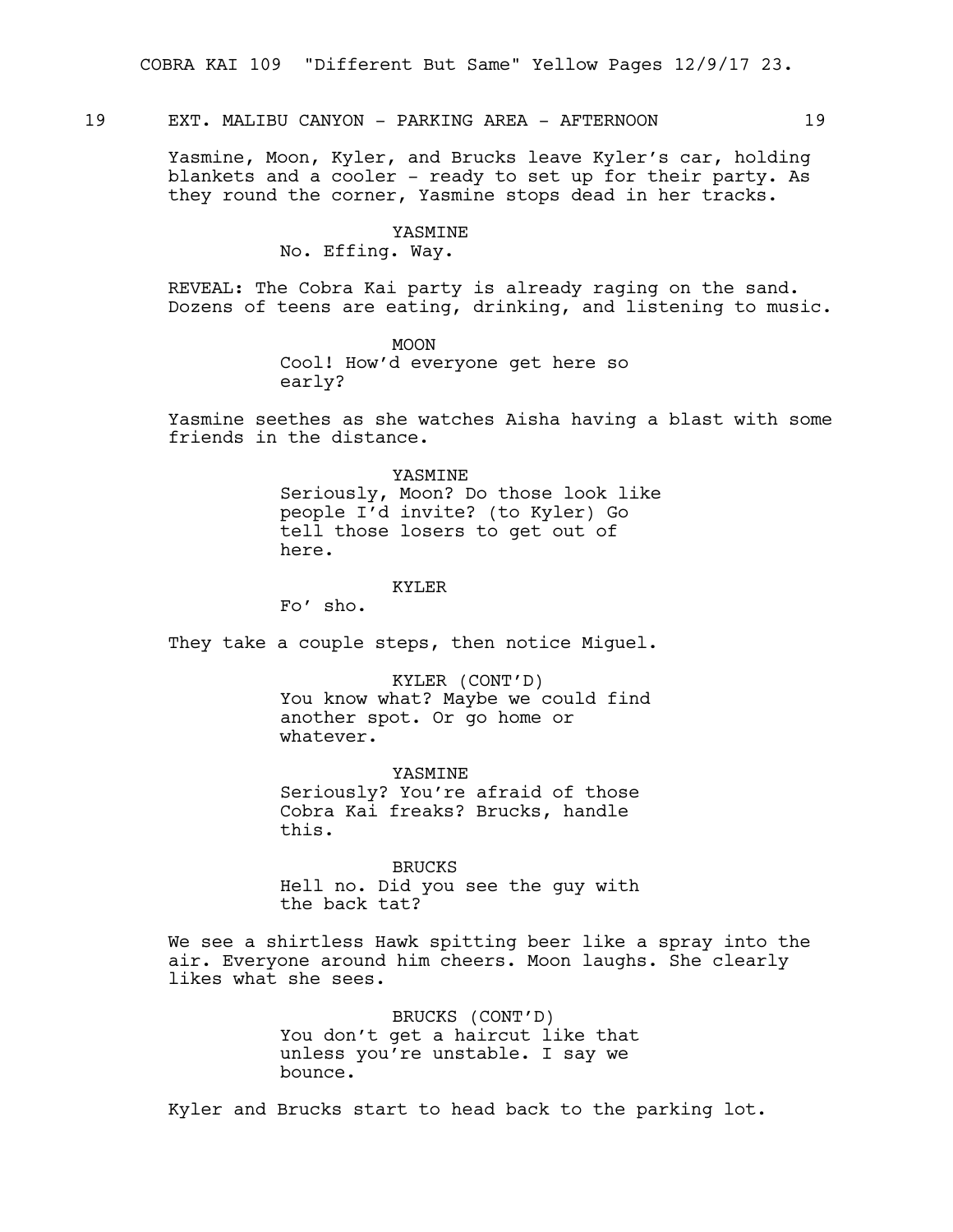19 EXT. MALIBU CANYON - PARKING AREA - AFTERNOON 19

Yasmine, Moon, Kyler, and Brucks leave Kyler's car, holding blankets and a cooler - ready to set up for their party. As they round the corner, Yasmine stops dead in her tracks.

YASMINE
No. Effing. Way.

REVEAL: The Cobra Kai party is already raging on the sand. Dozens of teens are eating, drinking, and listening to music.

MOON
Cool! How'd everyone get here so early?

Yasmine seethes as she watches Aisha having a blast with some friends in the distance.

YASMINE
Seriously, Moon? Do those look like people I'd invite? (to Kyler) Go tell those losers to get out of here.

KYLER
Fo' sho.

They take a couple steps, then notice Miguel.

KYLER (CONT'D)
You know what? Maybe we could find another spot. Or go home or whatever.

YASMINE
Seriously? You're afraid of those Cobra Kai freaks? Brucks, handle this.

BRUCKS
Hell no. Did you see the guy with the back tat?

We see a shirtless Hawk spitting beer like a spray into the air. Everyone around him cheers. Moon laughs. She clearly likes what she sees.

BRUCKS (CONT'D)
You don't get a haircut like that unless you're unstable. I say we bounce.

Kyler and Brucks start to head back to the parking lot.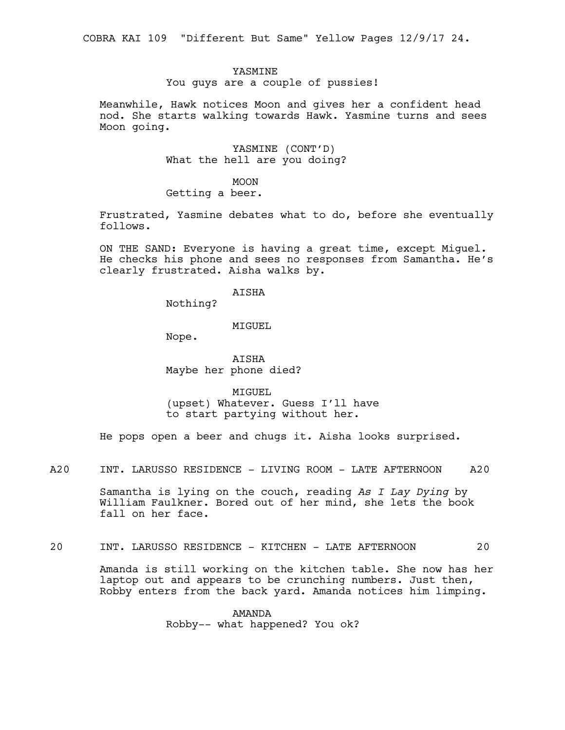YASMINE
You guys are a couple of pussies!

Meanwhile, Hawk notices Moon and gives her a confident head nod. She starts walking towards Hawk. Yasmine turns and sees Moon going.

YASMINE (CONT'D)
What the hell are you doing?

MOON
Getting a beer.

Frustrated, Yasmine debates what to do, before she eventually follows.

ON THE SAND: Everyone is having a great time, except Miguel. He checks his phone and sees no responses from Samantha. He's clearly frustrated. Aisha walks by.

AISHA
Nothing?

MIGUEL
Nope.

AISHA
Maybe her phone died?

MIGUEL
(upset) Whatever. Guess I'll have to start partying without her.

He pops open a beer and chugs it. Aisha looks surprised.

A20 INT. LARUSSO RESIDENCE - LIVING ROOM - LATE AFTERNOON A20

Samantha is lying on the couch, reading *As I Lay Dying* by William Faulkner. Bored out of her mind, she lets the book fall on her face.

20 INT. LARUSSO RESIDENCE - KITCHEN - LATE AFTERNOON 20

Amanda is still working on the kitchen table. She now has her laptop out and appears to be crunching numbers. Just then, Robby enters from the back yard. Amanda notices him limping.

AMANDA
Robby-- what happened? You ok?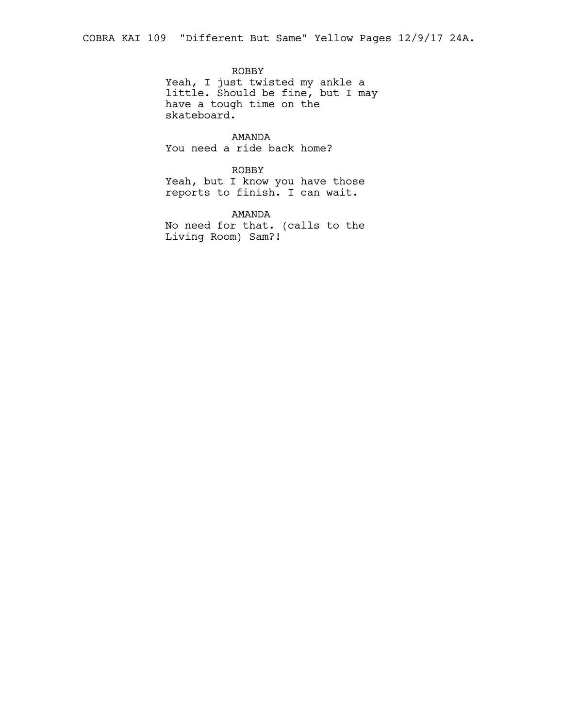ROBBY
Yeah, I just twisted my ankle a little. Should be fine, but I may have a tough time on the skateboard.

AMANDA
You need a ride back home?

ROBBY
Yeah, but I know you have those reports to finish. I can wait.

AMANDA
No need for that. (calls to the Living Room) Sam?!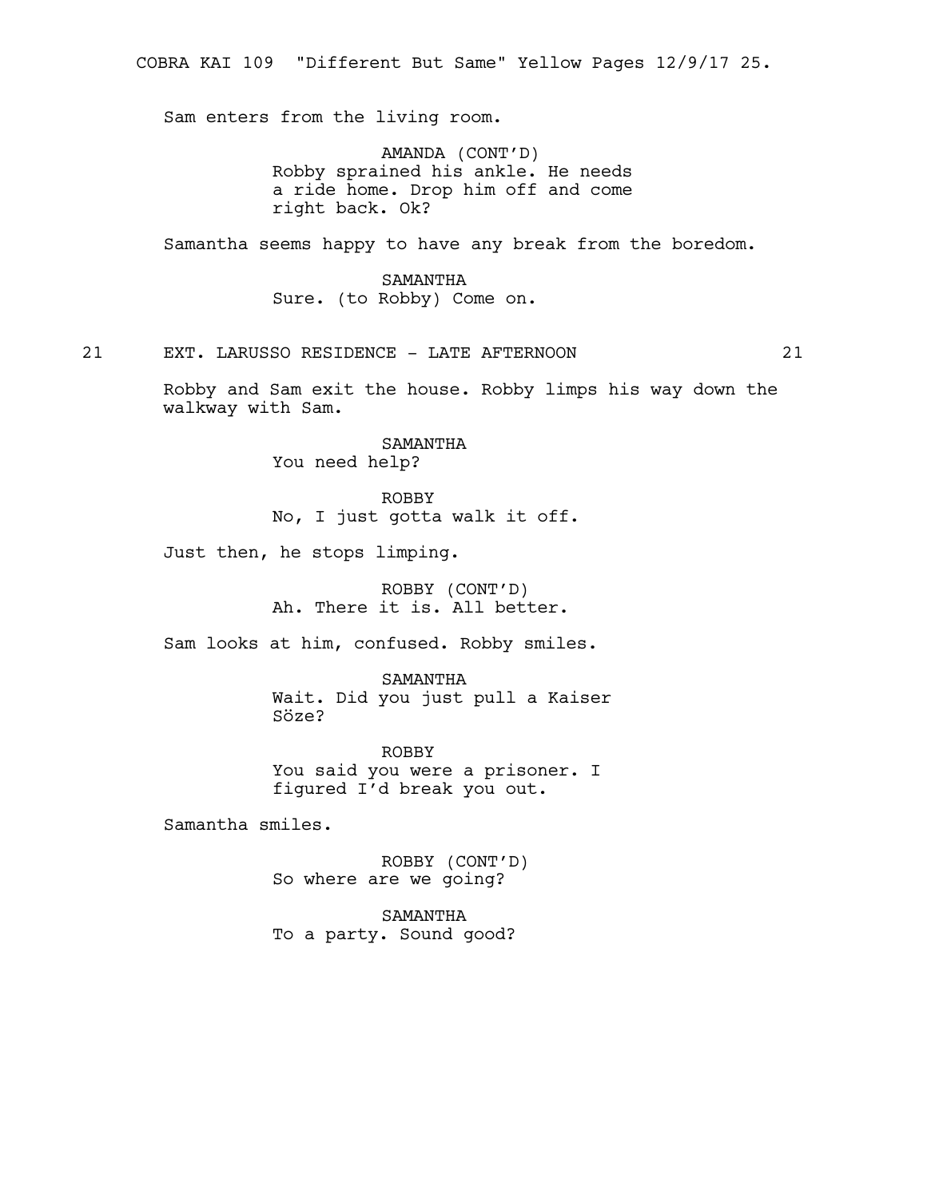Sam enters from the living room.

AMANDA (CONT'D)
Robby sprained his ankle. He needs a ride home. Drop him off and come right back. Ok?

Samantha seems happy to have any break from the boredom.

SAMANTHA
Sure. (to Robby) Come on.

21 EXT. LARUSSO RESIDENCE - LATE AFTERNOON 21

Robby and Sam exit the house. Robby limps his way down the walkway with Sam.

SAMANTHA
You need help?

ROBBY
No, I just gotta walk it off.

Just then, he stops limping.

ROBBY (CONT'D)
Ah. There it is. All better.

Sam looks at him, confused. Robby smiles.

SAMANTHA
Wait. Did you just pull a Kaiser Söze?

ROBBY
You said you were a prisoner. I figured I'd break you out.

Samantha smiles.

ROBBY (CONT'D)
So where are we going?

SAMANTHA
To a party. Sound good?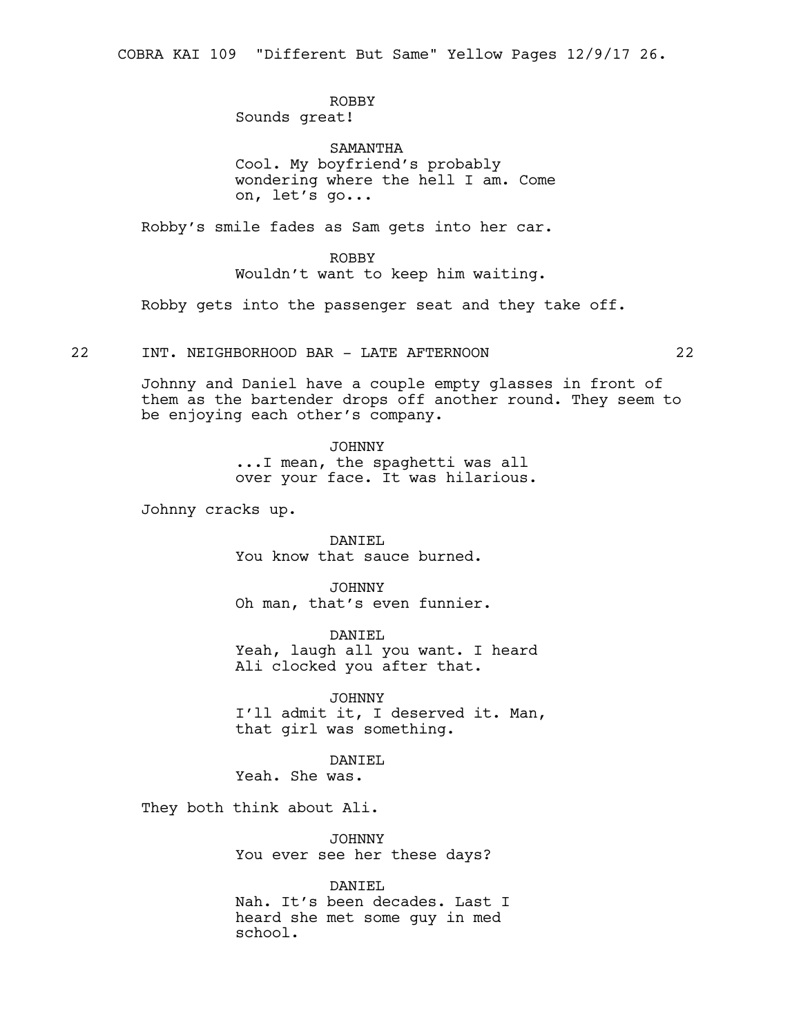ROBBY
Sounds great!

SAMANTHA
Cool. My boyfriend's probably wondering where the hell I am. Come on, let's go...

Robby's smile fades as Sam gets into her car.

ROBBY
Wouldn't want to keep him waiting.

Robby gets into the passenger seat and they take off.

22 INT. NEIGHBORHOOD BAR - LATE AFTERNOON 22

Johnny and Daniel have a couple empty glasses in front of them as the bartender drops off another round. They seem to be enjoying each other's company.

JOHNNY
...I mean, the spaghetti was all over your face. It was hilarious.

Johnny cracks up.

DANIEL
You know that sauce burned.

JOHNNY
Oh man, that's even funnier.

DANIEL
Yeah, laugh all you want. I heard Ali clocked you after that.

JOHNNY
I'll admit it, I deserved it. Man, that girl was something.

DANIEL
Yeah. She was.

They both think about Ali.

JOHNNY
You ever see her these days?

DANIEL
Nah. It's been decades. Last I heard she met some guy in med school.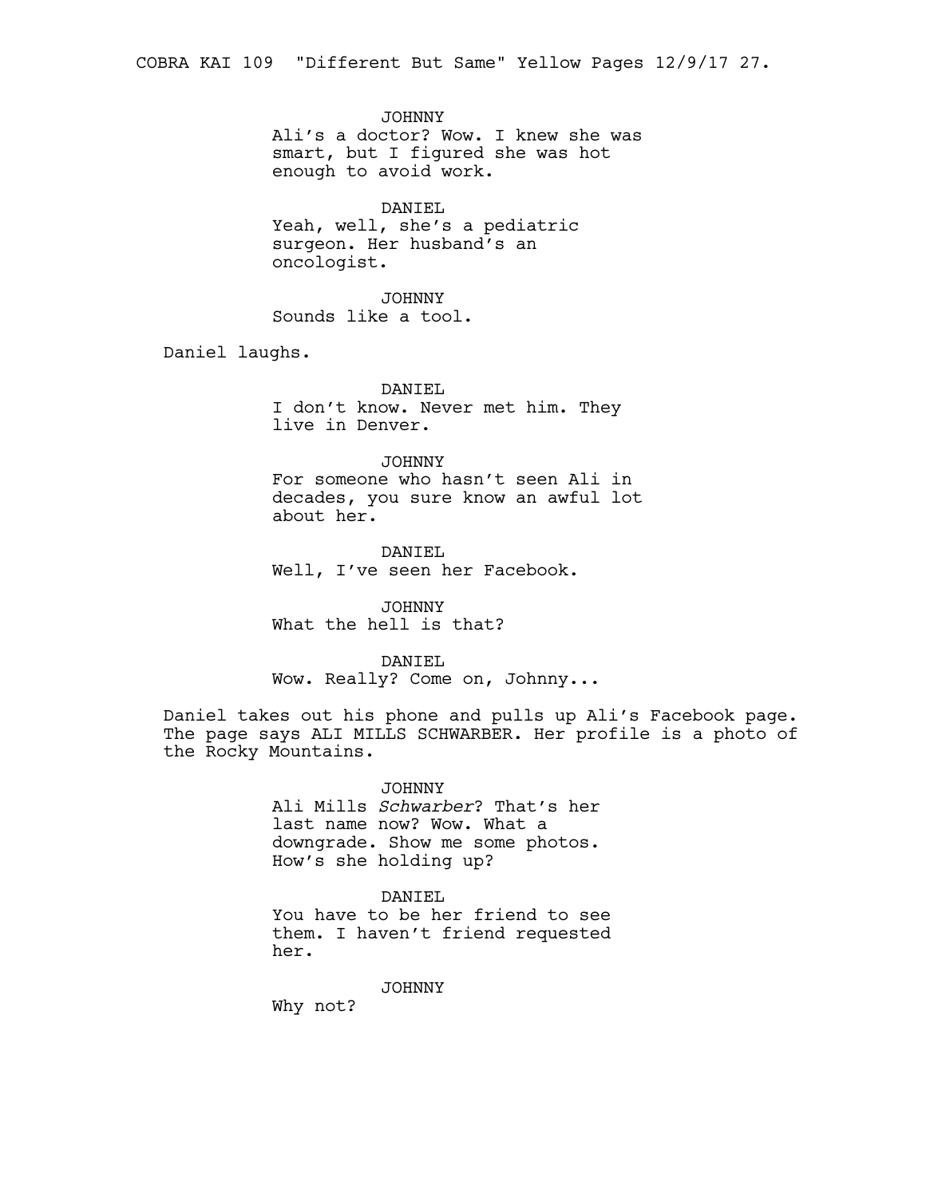JOHNNY
Ali's a doctor? Wow. I knew she was smart, but I figured she was hot enough to avoid work.

DANIEL
Yeah, well, she's a pediatric surgeon. Her husband's an oncologist.

JOHNNY
Sounds like a tool.

Daniel laughs.

DANIEL
I don't know. Never met him. They live in Denver.

JOHNNY
For someone who hasn't seen Ali in decades, you sure know an awful lot about her.

DANIEL
Well, I've seen her Facebook.

JOHNNY
What the hell is that?

DANIEL
Wow. Really? Come on, Johnny...

Daniel takes out his phone and pulls up Ali's Facebook page. The page says ALI MILLS SCHWARBER. Her profile is a photo of the Rocky Mountains.

JOHNNY
Ali Mills *Schwarber*? That's her last name now? Wow. What a downgrade. Show me some photos. How's she holding up?

DANIEL
You have to be her friend to see them. I haven't friend requested her.

JOHNNY
Why not?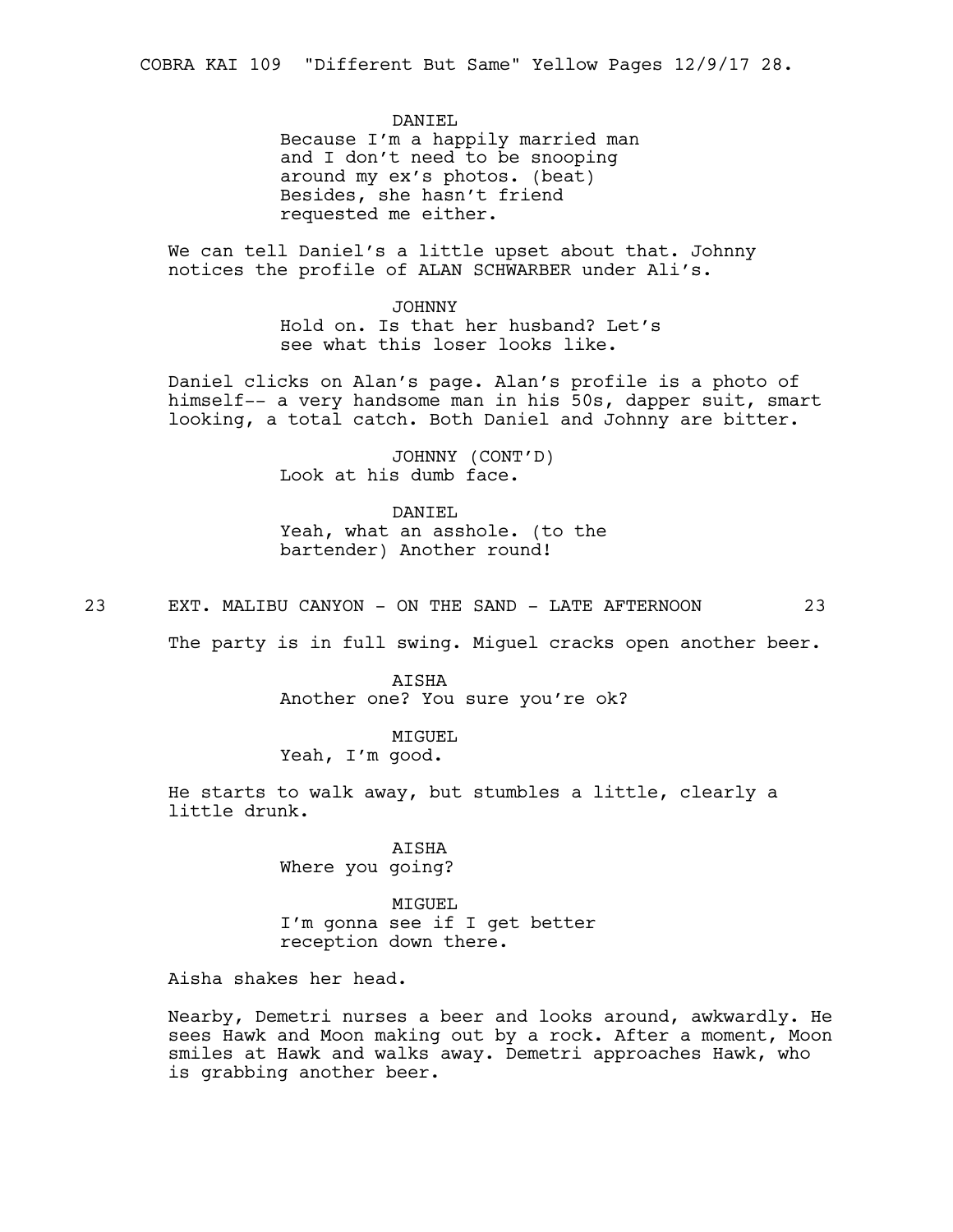DANIEL
Because I'm a happily married man and I don't need to be snooping around my ex's photos. (beat) Besides, she hasn't friend requested me either.

We can tell Daniel's a little upset about that. Johnny notices the profile of ALAN SCHWARBER under Ali's.

JOHNNY
Hold on. Is that her husband? Let's see what this loser looks like.

Daniel clicks on Alan's page. Alan's profile is a photo of himself-- a very handsome man in his 50s, dapper suit, smart looking, a total catch. Both Daniel and Johnny are bitter.

JOHNNY (CONT'D)
Look at his dumb face.

DANIEL
Yeah, what an asshole. (to the bartender) Another round!

23 EXT. MALIBU CANYON - ON THE SAND - LATE AFTERNOON 23

The party is in full swing. Miguel cracks open another beer.

AISHA
Another one? You sure you're ok?

MIGUEL
Yeah, I'm good.

He starts to walk away, but stumbles a little, clearly a little drunk.

AISHA
Where you going?

MIGUEL
I'm gonna see if I get better reception down there.

Aisha shakes her head.

Nearby, Demetri nurses a beer and looks around, awkwardly. He sees Hawk and Moon making out by a rock. After a moment, Moon smiles at Hawk and walks away. Demetri approaches Hawk, who is grabbing another beer.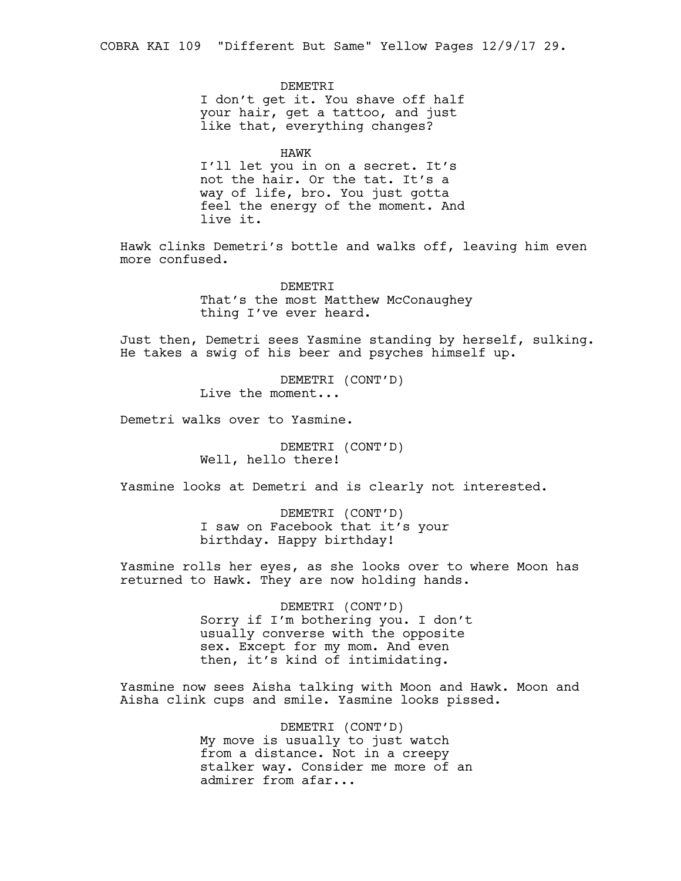DEMETRI

I don't get it. You shave off half your hair, get a tattoo, and just like that, everything changes?

HAWK

I'll let you in on a secret. It's not the hair. Or the tat. It's a way of life, bro. You just gotta feel the energy of the moment. And live it.

Hawk clinks Demetri's bottle and walks off, leaving him even more confused.

DEMETRI

That's the most Matthew McConaughey thing I've ever heard.

Just then, Demetri sees Yasmine standing by herself, sulking. He takes a swig of his beer and psyches himself up.

DEMETRI (CONT'D)

Live the moment...

Demetri walks over to Yasmine.

DEMETRI (CONT'D)

Well, hello there!

Yasmine looks at Demetri and is clearly not interested.

DEMETRI (CONT'D)

I saw on Facebook that it's your birthday. Happy birthday!

Yasmine rolls her eyes, as she looks over to where Moon has returned to Hawk. They are now holding hands.

DEMETRI (CONT'D)

Sorry if I'm bothering you. I don't usually converse with the opposite sex. Except for my mom. And even then, it's kind of intimidating.

Yasmine now sees Aisha talking with Moon and Hawk. Moon and Aisha clink cups and smile. Yasmine looks pissed.

DEMETRI (CONT'D)

My move is usually to just watch from a distance. Not in a creepy stalker way. Consider me more of an admirer from afar...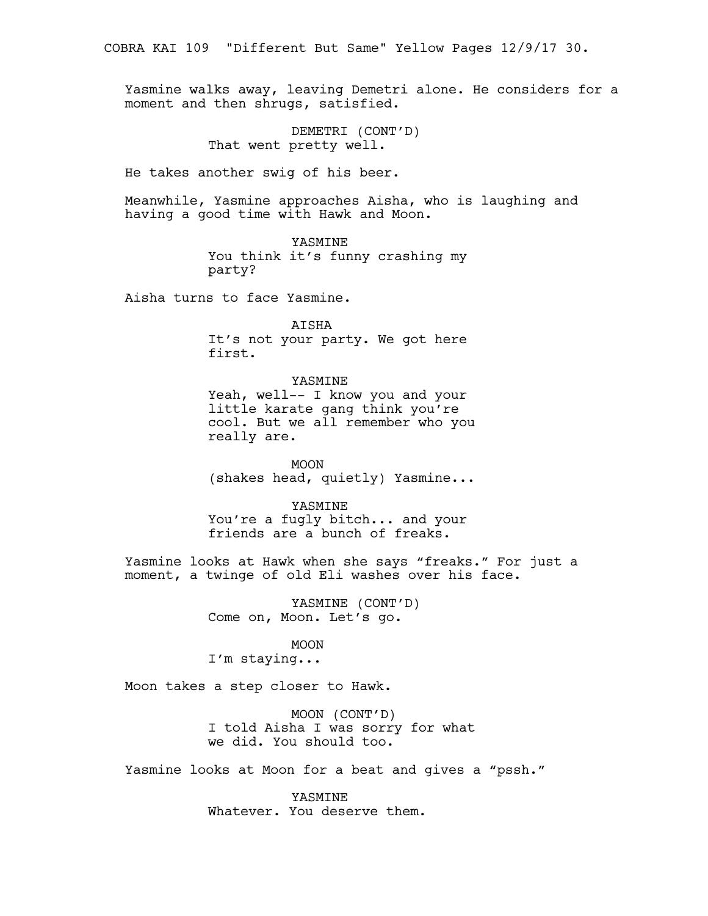Yasmine walks away, leaving Demetri alone. He considers for a moment and then shrugs, satisfied.

DEMETRI (CONT'D)
That went pretty well.

He takes another swig of his beer.

Meanwhile, Yasmine approaches Aisha, who is laughing and having a good time with Hawk and Moon.

YASMINE
You think it's funny crashing my party?

Aisha turns to face Yasmine.

AISHA
It's not your party. We got here first.

YASMINE
Yeah, well-- I know you and your little karate gang think you're cool. But we all remember who you really are.

MOON
(shakes head, quietly) Yasmine...

YASMINE
You're a fugly bitch... and your friends are a bunch of freaks.

Yasmine looks at Hawk when she says "freaks." For just a moment, a twinge of old Eli washes over his face.

YASMINE (CONT'D)
Come on, Moon. Let's go.

MOON
I'm staying...

Moon takes a step closer to Hawk.

MOON (CONT'D)
I told Aisha I was sorry for what we did. You should too.

Yasmine looks at Moon for a beat and gives a "pssh."

YASMINE
Whatever. You deserve them.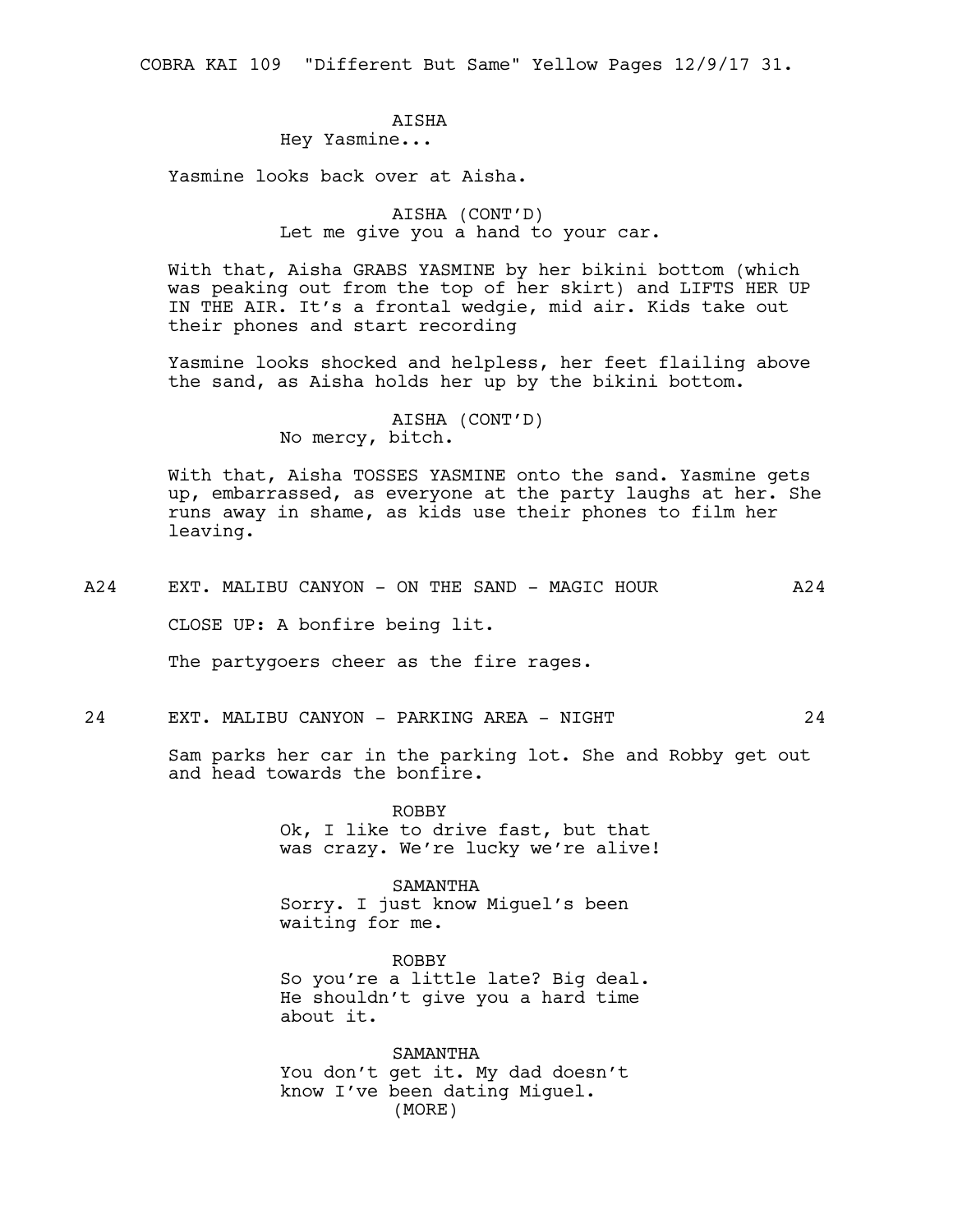AISHA
Hey Yasmine...

Yasmine looks back over at Aisha.

AISHA (CONT'D)
Let me give you a hand to your car.

With that, Aisha GRABS YASMINE by her bikini bottom (which was peaking out from the top of her skirt) and LIFTS HER UP IN THE AIR. It's a frontal wedgie, mid air. Kids take out their phones and start recording

Yasmine looks shocked and helpless, her feet flailing above the sand, as Aisha holds her up by the bikini bottom.

AISHA (CONT'D)
No mercy, bitch.

With that, Aisha TOSSES YASMINE onto the sand. Yasmine gets up, embarrassed, as everyone at the party laughs at her. She runs away in shame, as kids use their phones to film her leaving.

A24 EXT. MALIBU CANYON - ON THE SAND - MAGIC HOUR A24

CLOSE UP: A bonfire being lit.

The partygoers cheer as the fire rages.

24 EXT. MALIBU CANYON - PARKING AREA - NIGHT 24

Sam parks her car in the parking lot. She and Robby get out and head towards the bonfire.

ROBBY
Ok, I like to drive fast, but that was crazy. We're lucky we're alive!

SAMANTHA
Sorry. I just know Miguel's been waiting for me.

ROBBY
So you're a little late? Big deal. He shouldn't give you a hard time about it.

SAMANTHA
You don't get it. My dad doesn't know I've been dating Miguel.
(MORE)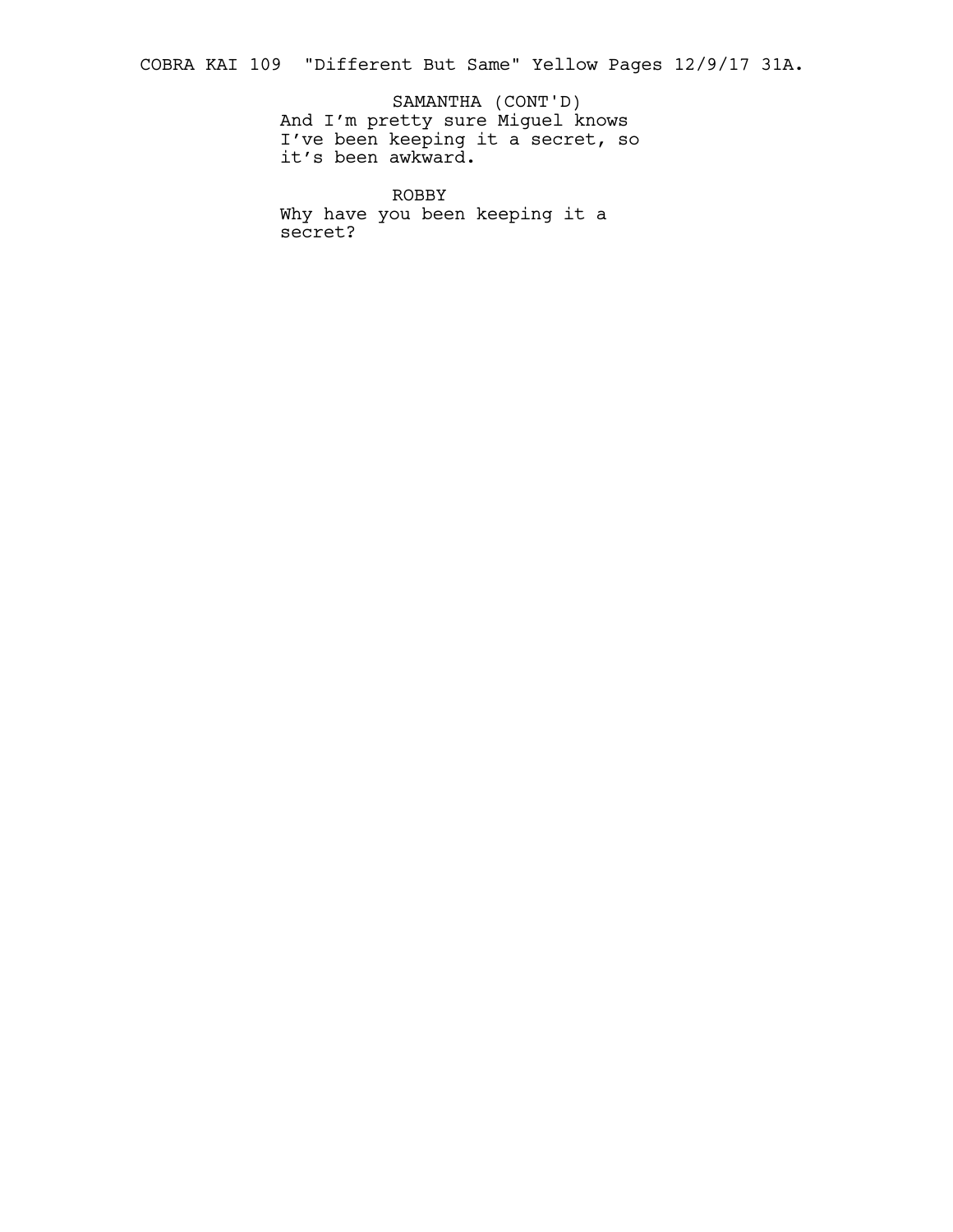SAMANTHA (CONT'D)
And I'm pretty sure Miguel knows I've been keeping it a secret, so it's been awkward.

ROBBY
Why have you been keeping it a secret?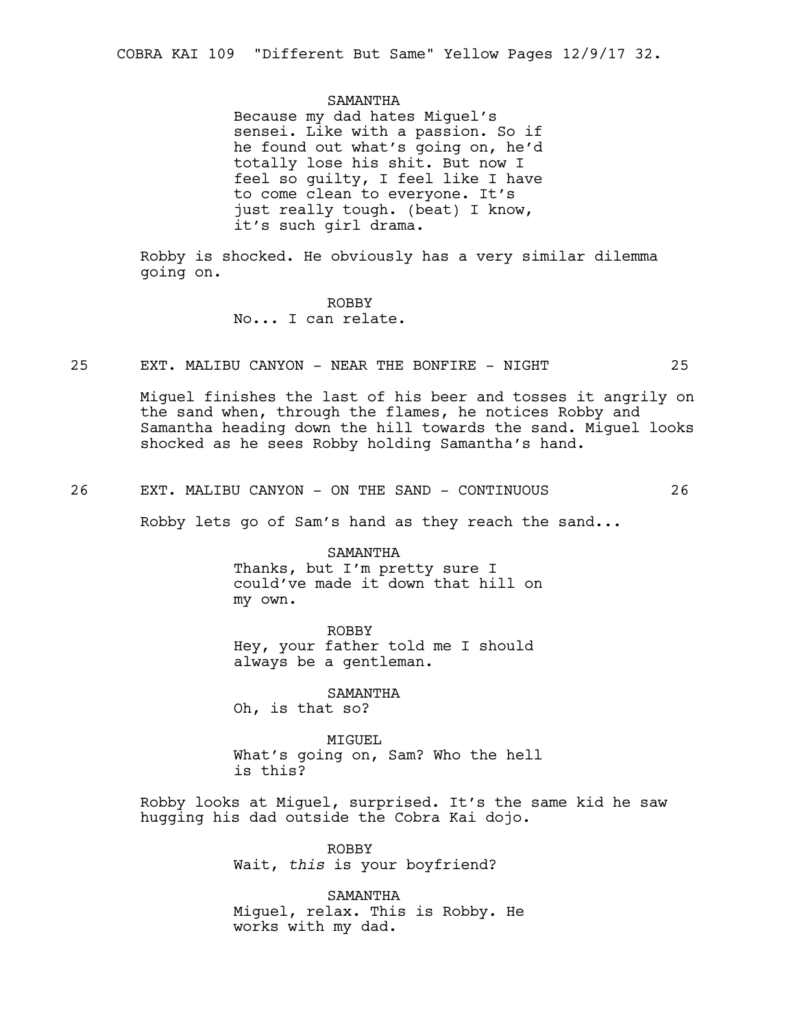SAMANTHA
Because my dad hates Miguel's sensei. Like with a passion. So if he found out what's going on, he'd totally lose his shit. But now I feel so guilty, I feel like I have to come clean to everyone. It's just really tough. (beat) I know, it's such girl drama.

Robby is shocked. He obviously has a very similar dilemma going on.

ROBBY
No... I can relate.

25 EXT. MALIBU CANYON - NEAR THE BONFIRE - NIGHT 25

Miguel finishes the last of his beer and tosses it angrily on the sand when, through the flames, he notices Robby and Samantha heading down the hill towards the sand. Miguel looks shocked as he sees Robby holding Samantha's hand.

26 EXT. MALIBU CANYON - ON THE SAND - CONTINUOUS 26

Robby lets go of Sam's hand as they reach the sand...

SAMANTHA
Thanks, but I'm pretty sure I could've made it down that hill on my own.

ROBBY
Hey, your father told me I should always be a gentleman.

SAMANTHA
Oh, is that so?

MIGUEL
What's going on, Sam? Who the hell is this?

Robby looks at Miguel, surprised. It's the same kid he saw hugging his dad outside the Cobra Kai dojo.

ROBBY
Wait, *this* is your boyfriend?

SAMANTHA
Miguel, relax. This is Robby. He works with my dad.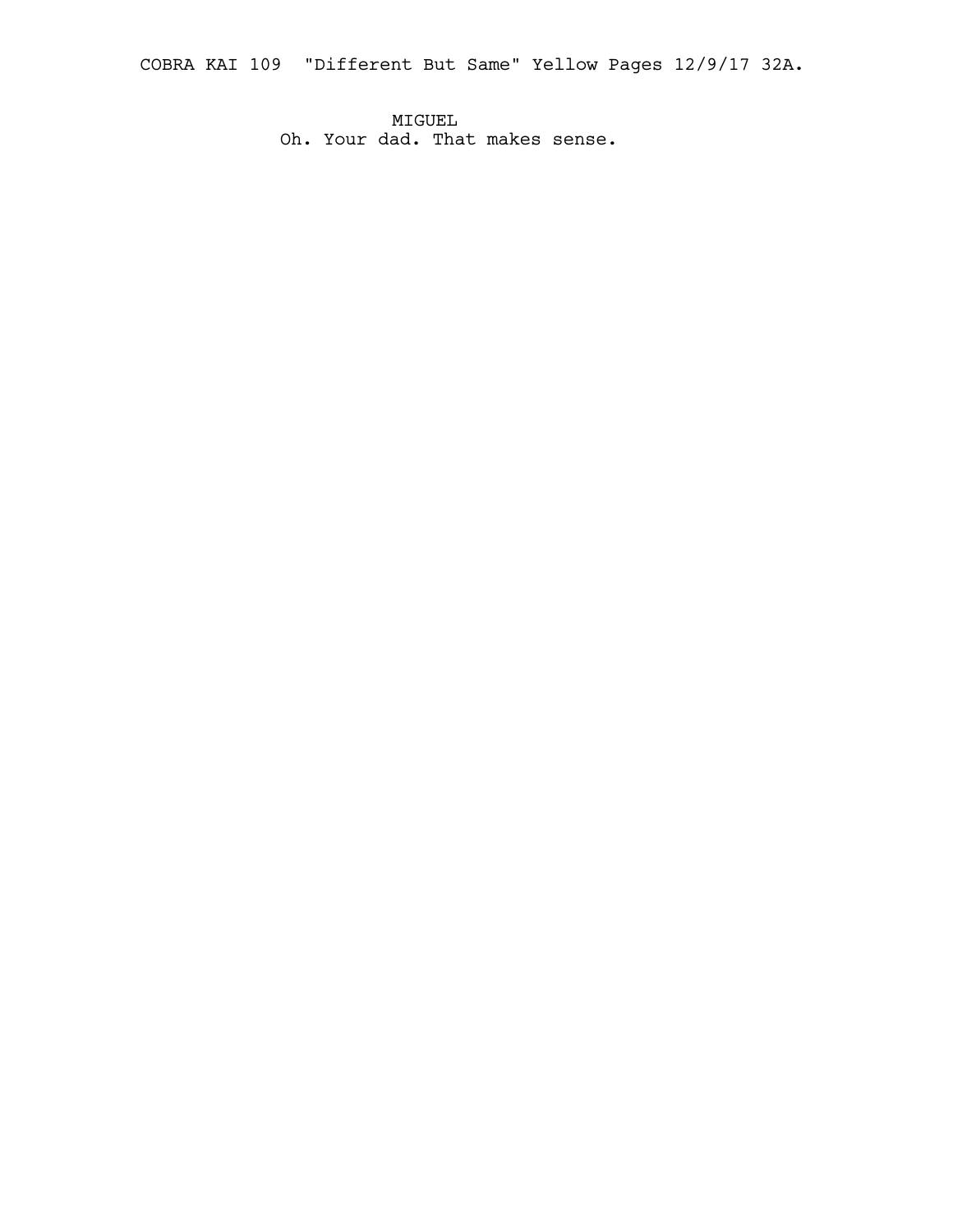MIGUEL
Oh. Your dad. That makes sense.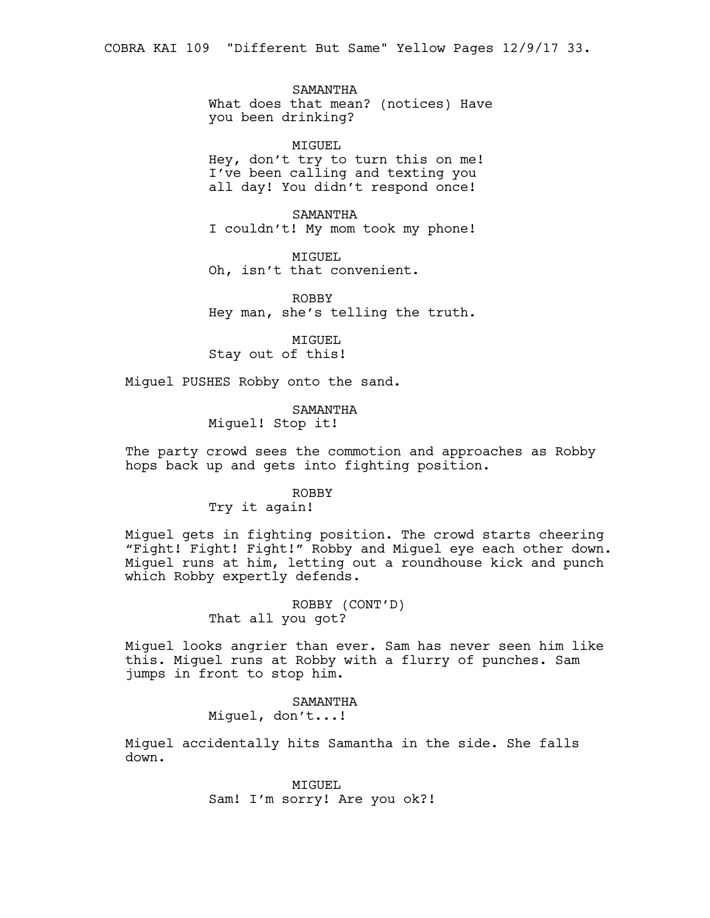SAMANTHA
What does that mean? (notices) Have you been drinking?

MIGUEL
Hey, don't try to turn this on me! I've been calling and texting you all day! You didn't respond once!

SAMANTHA
I couldn't! My mom took my phone!

MIGUEL
Oh, isn't that convenient.

ROBBY
Hey man, she's telling the truth.

MIGUEL
Stay out of this!

Miguel PUSHES Robby onto the sand.

SAMANTHA
Miguel! Stop it!

The party crowd sees the commotion and approaches as Robby hops back up and gets into fighting position.

ROBBY
Try it again!

Miguel gets in fighting position. The crowd starts cheering "Fight! Fight! Fight!" Robby and Miguel eye each other down. Miguel runs at him, letting out a roundhouse kick and punch which Robby expertly defends.

ROBBY (CONT'D)
That all you got?

Miguel looks angrier than ever. Sam has never seen him like this. Miguel runs at Robby with a flurry of punches. Sam jumps in front to stop him.

SAMANTHA
Miguel, don't...!

Miguel accidentally hits Samantha in the side. She falls down.

MIGUEL
Sam! I'm sorry! Are you ok?!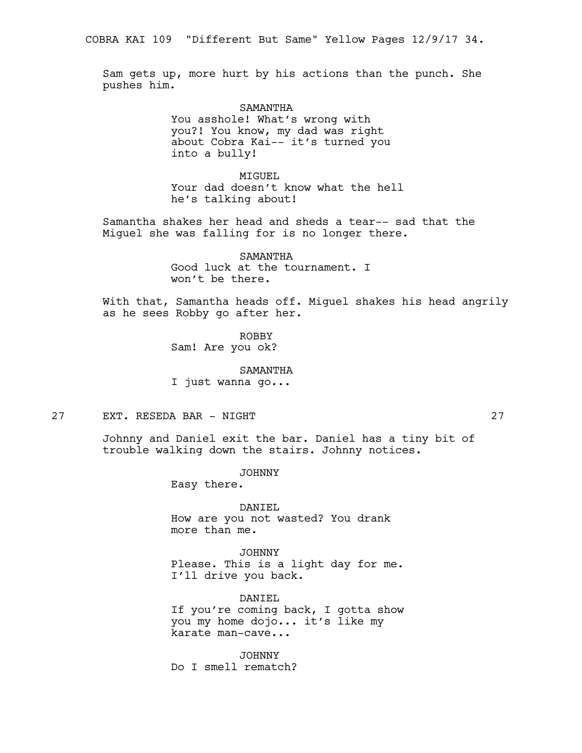Sam gets up, more hurt by his actions than the punch. She pushes him.

SAMANTHA
You asshole! What's wrong with you?! You know, my dad was right about Cobra Kai-- it's turned you into a bully!

MIGUEL
Your dad doesn't know what the hell he's talking about!

Samantha shakes her head and sheds a tear-- sad that the Miguel she was falling for is no longer there.

SAMANTHA
Good luck at the tournament. I won't be there.

With that, Samantha heads off. Miguel shakes his head angrily as he sees Robby go after her.

ROBBY
Sam! Are you ok?

SAMANTHA
I just wanna go...

27 EXT. RESEDA BAR - NIGHT 27

Johnny and Daniel exit the bar. Daniel has a tiny bit of trouble walking down the stairs. Johnny notices.

JOHNNY
Easy there.

DANIEL
How are you not wasted? You drank more than me.

JOHNNY
Please. This is a light day for me. I'll drive you back.

DANIEL
If you're coming back, I gotta show you my home dojo... it's like my karate man-cave...

JOHNNY
Do I smell rematch?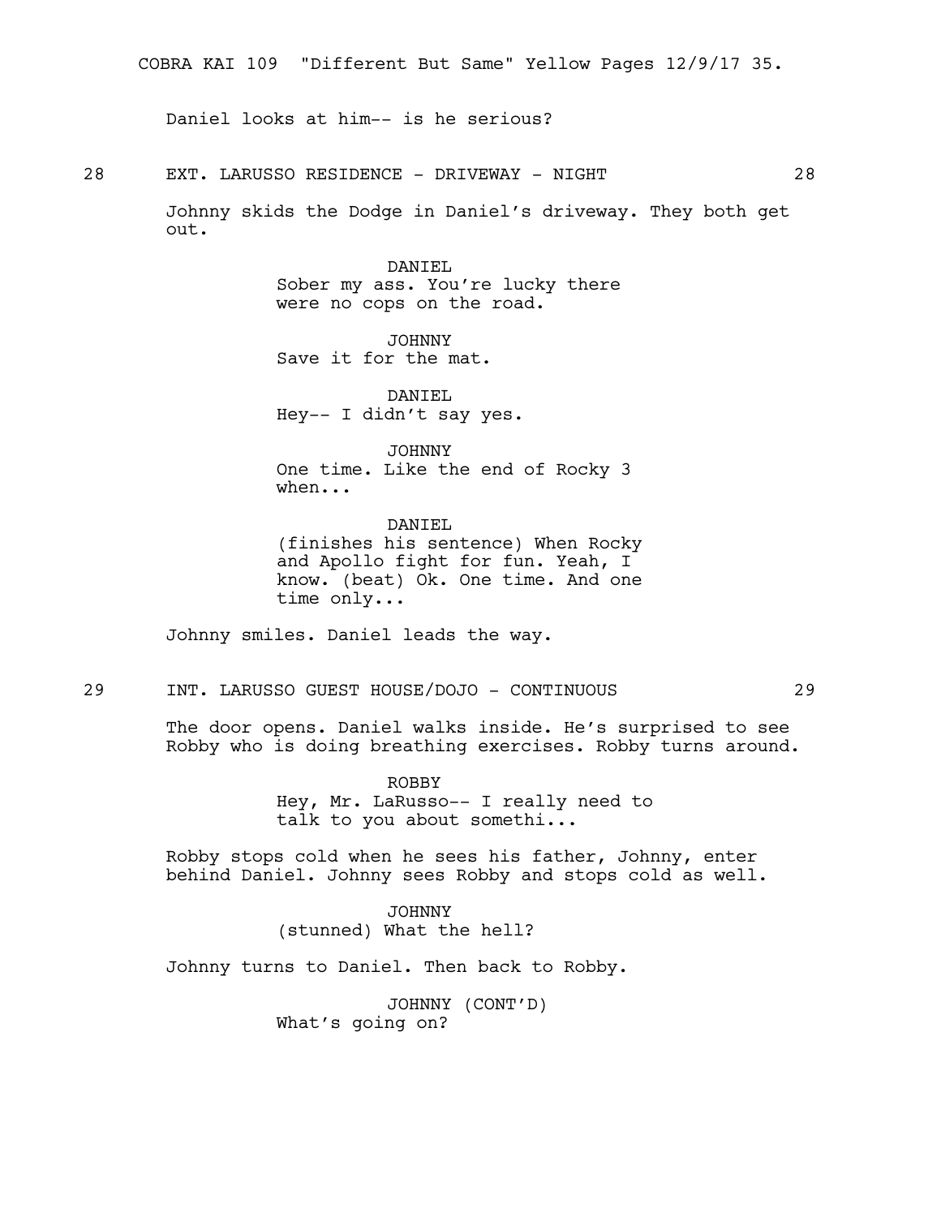Daniel looks at him-- is he serious?

28 EXT. LARUSSO RESIDENCE - DRIVEWAY - NIGHT 28

Johnny skids the Dodge in Daniel's driveway. They both get out.

DANIEL
Sober my ass. You're lucky there were no cops on the road.

JOHNNY
Save it for the mat.

DANIEL
Hey-- I didn't say yes.

JOHNNY
One time. Like the end of Rocky 3 when...

DANIEL
(finishes his sentence) When Rocky and Apollo fight for fun. Yeah, I know. (beat) Ok. One time. And one time only...

Johnny smiles. Daniel leads the way.

29 INT. LARUSSO GUEST HOUSE/DOJO - CONTINUOUS 29

The door opens. Daniel walks inside. He's surprised to see Robby who is doing breathing exercises. Robby turns around.

ROBBY
Hey, Mr. LaRusso-- I really need to talk to you about somethi...

Robby stops cold when he sees his father, Johnny, enter behind Daniel. Johnny sees Robby and stops cold as well.

JOHNNY
(stunned) What the hell?

Johnny turns to Daniel. Then back to Robby.

JOHNNY (CONT'D)
What's going on?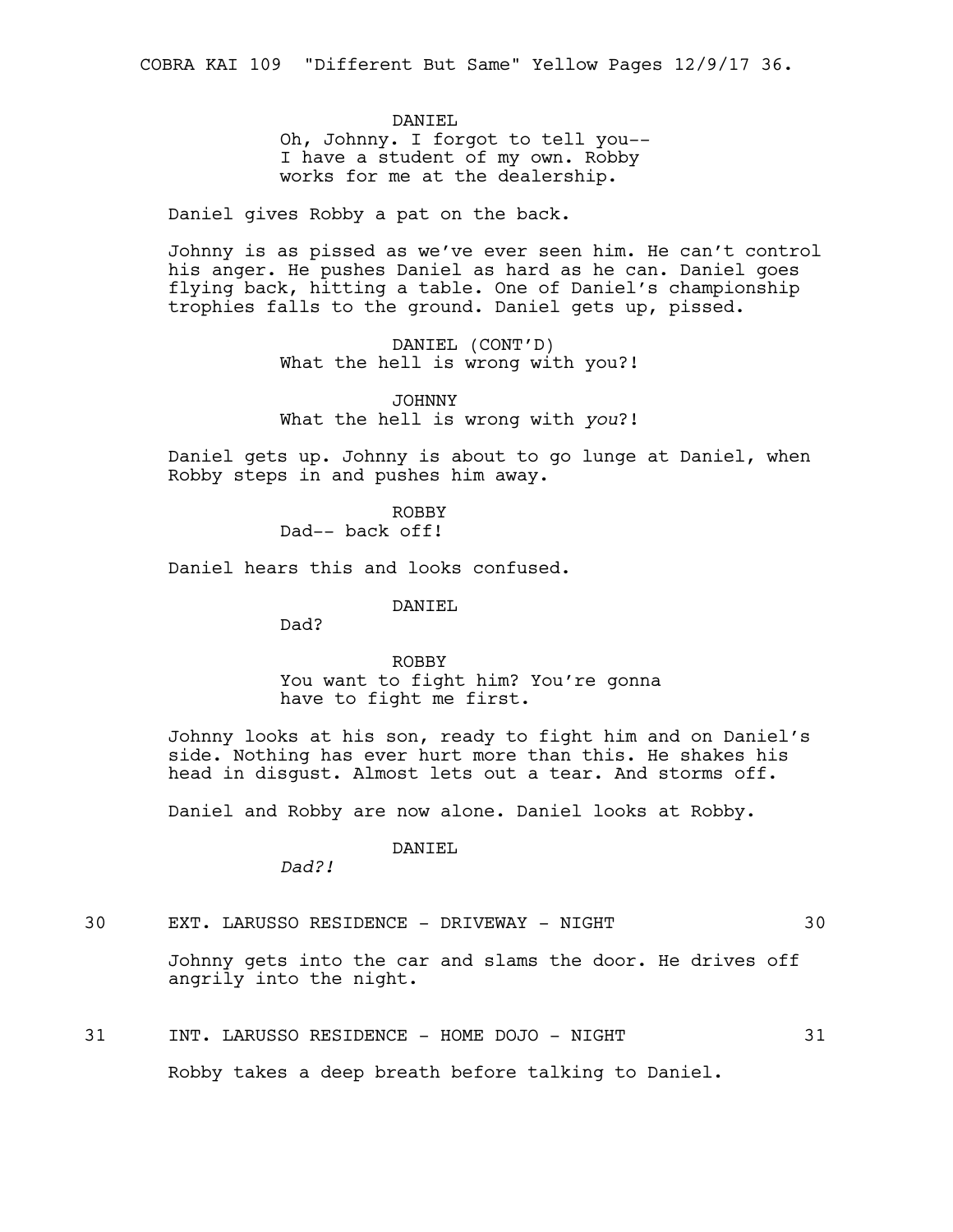DANIEL
Oh, Johnny. I forgot to tell you--
I have a student of my own. Robby
works for me at the dealership.

Daniel gives Robby a pat on the back.

Johnny is as pissed as we've ever seen him. He can't control his anger. He pushes Daniel as hard as he can. Daniel goes flying back, hitting a table. One of Daniel's championship trophies falls to the ground. Daniel gets up, pissed.

DANIEL (CONT'D)
What the hell is wrong with you?!

JOHNNY
What the hell is wrong with *you*?!

Daniel gets up. Johnny is about to go lunge at Daniel, when Robby steps in and pushes him away.

ROBBY
Dad-- back off!

Daniel hears this and looks confused.

DANIEL
Dad?

ROBBY
You want to fight him? You're gonna
have to fight me first.

Johnny looks at his son, ready to fight him and on Daniel's side. Nothing has ever hurt more than this. He shakes his head in disgust. Almost lets out a tear. And storms off.

Daniel and Robby are now alone. Daniel looks at Robby.

DANIEL
*Dad?!*

30 EXT. LARUSSO RESIDENCE - DRIVEWAY - NIGHT 30

Johnny gets into the car and slams the door. He drives off angrily into the night.

31 INT. LARUSSO RESIDENCE - HOME DOJO - NIGHT 31

Robby takes a deep breath before talking to Daniel.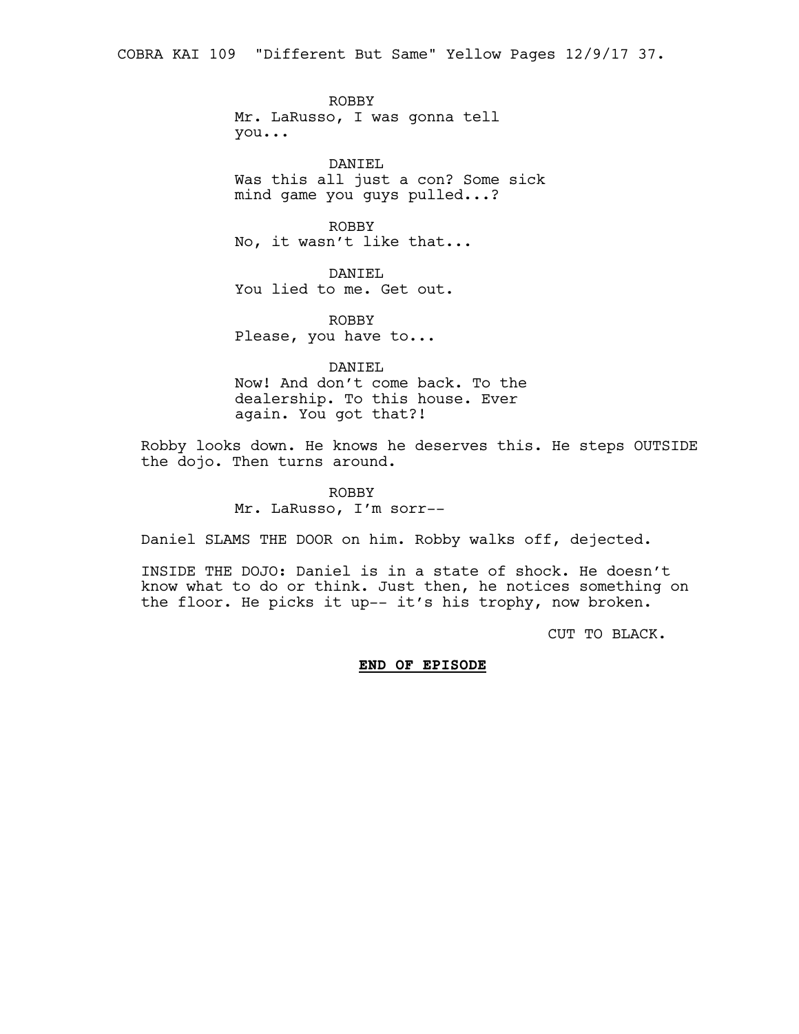ROBBY
Mr. LaRusso, I was gonna tell you...

DANIEL
Was this all just a con? Some sick mind game you guys pulled...?

ROBBY
No, it wasn't like that...

DANIEL
You lied to me. Get out.

ROBBY
Please, you have to...

DANIEL
Now! And don't come back. To the dealership. To this house. Ever again. You got that?!

Robby looks down. He knows he deserves this. He steps OUTSIDE the dojo. Then turns around.

ROBBY
Mr. LaRusso, I'm sorr--

Daniel SLAMS THE DOOR on him. Robby walks off, dejected.

INSIDE THE DOJO: Daniel is in a state of shock. He doesn't know what to do or think. Just then, he notices something on the floor. He picks it up-- it's his trophy, now broken.

CUT TO BLACK.

**END OF EPISODE**